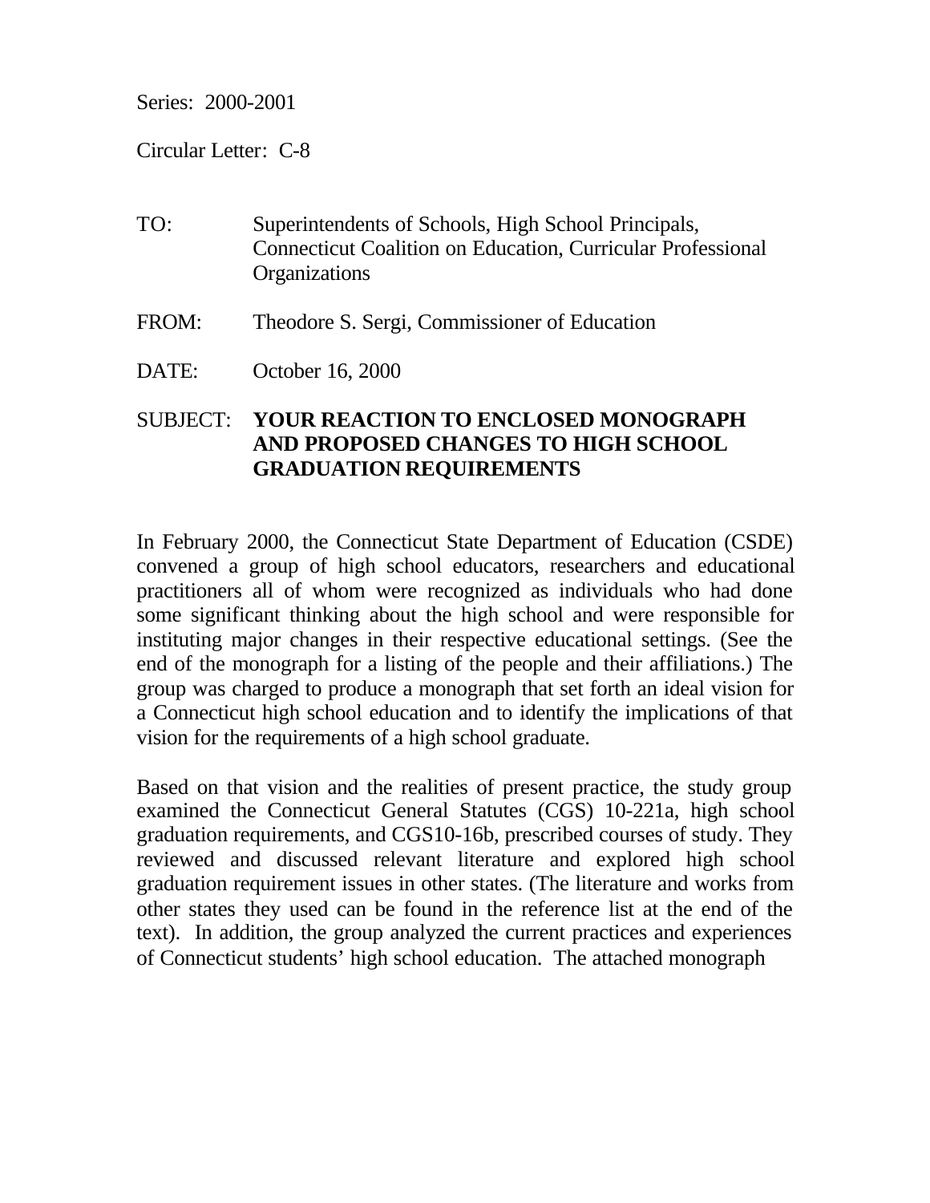Series: 2000-2001

Circular Letter: C-8

TO: Superintendents of Schools, High School Principals, Connecticut Coalition on Education, Curricular Professional Organizations

FROM: Theodore S. Sergi, Commissioner of Education

DATE: October 16, 2000

SUBJECT: **YOUR REACTION TO ENCLOSED MONOGRAPH AND PROPOSED CHANGES TO HIGH SCHOOL GRADUATION REQUIREMENTS**

In February 2000, the Connecticut State Department of Education (CSDE) convened a group of high school educators, researchers and educational practitioners all of whom were recognized as individuals who had done some significant thinking about the high school and were responsible for instituting major changes in their respective educational settings. (See the end of the monograph for a listing of the people and their affiliations.) The group was charged to produce a monograph that set forth an ideal vision for a Connecticut high school education and to identify the implications of that vision for the requirements of a high school graduate.

Based on that vision and the realities of present practice, the study group examined the Connecticut General Statutes (CGS) 10-221a, high school graduation requirements, and CGS10-16b, prescribed courses of study. They reviewed and discussed relevant literature and explored high school graduation requirement issues in other states. (The literature and works from other states they used can be found in the reference list at the end of the text). In addition, the group analyzed the current practices and experiences of Connecticut students' high school education. The attached monograph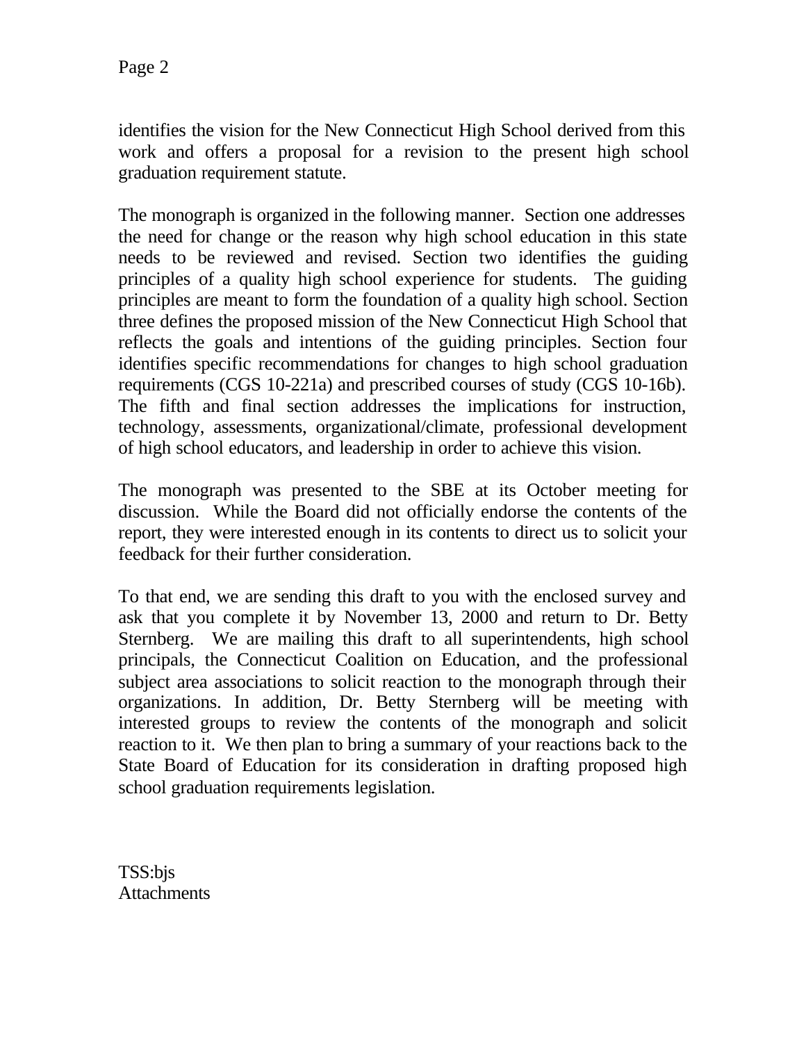identifies the vision for the New Connecticut High School derived from this work and offers a proposal for a revision to the present high school graduation requirement statute.

The monograph is organized in the following manner. Section one addresses the need for change or the reason why high school education in this state needs to be reviewed and revised. Section two identifies the guiding principles of a quality high school experience for students. The guiding principles are meant to form the foundation of a quality high school. Section three defines the proposed mission of the New Connecticut High School that reflects the goals and intentions of the guiding principles. Section four identifies specific recommendations for changes to high school graduation requirements (CGS 10-221a) and prescribed courses of study (CGS 10-16b). The fifth and final section addresses the implications for instruction, technology, assessments, organizational/climate, professional development of high school educators, and leadership in order to achieve this vision.

The monograph was presented to the SBE at its October meeting for discussion. While the Board did not officially endorse the contents of the report, they were interested enough in its contents to direct us to solicit your feedback for their further consideration.

To that end, we are sending this draft to you with the enclosed survey and ask that you complete it by November 13, 2000 and return to Dr. Betty Sternberg. We are mailing this draft to all superintendents, high school principals, the Connecticut Coalition on Education, and the professional subject area associations to solicit reaction to the monograph through their organizations. In addition, Dr. Betty Sternberg will be meeting with interested groups to review the contents of the monograph and solicit reaction to it. We then plan to bring a summary of your reactions back to the State Board of Education for its consideration in drafting proposed high school graduation requirements legislation.

TSS:bjs
Attachments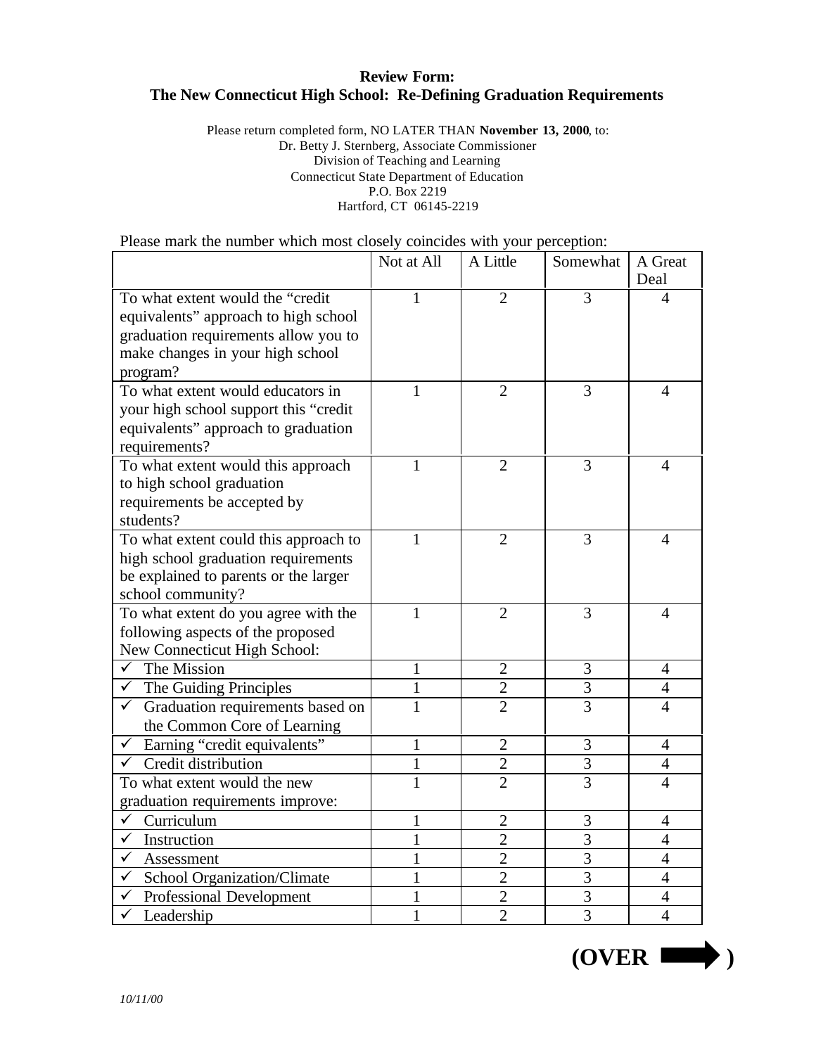**Review Form:**
**The New Connecticut High School: Re-Defining Graduation Requirements**

Please return completed form, NO LATER THAN **November 13, 2000**, to:
Dr. Betty J. Sternberg, Associate Commissioner
Division of Teaching and Learning
Connecticut State Department of Education
P.O. Box 2219
Hartford, CT 06145-2219

Please mark the number which most closely coincides with your perception:

| | Not at All | A Little | Somewhat | A Great Deal |
|---|---|---|---|---|
| To what extent would the "credit equivalents" approach to high school graduation requirements allow you to make changes in your high school program? | 1 | 2 | 3 | 4 |
| To what extent would educators in your high school support this "credit equivalents" approach to graduation requirements? | 1 | 2 | 3 | 4 |
| To what extent would this approach to high school graduation requirements be accepted by students? | 1 | 2 | 3 | 4 |
| To what extent could this approach to high school graduation requirements be explained to parents or the larger school community? | 1 | 2 | 3 | 4 |
| To what extent do you agree with the following aspects of the proposed New Connecticut High School: | 1 | 2 | 3 | 4 |
| ✓ The Mission | 1 | 2 | 3 | 4 |
| ✓ The Guiding Principles | 1 | 2 | 3 | 4 |
| ✓ Graduation requirements based on the Common Core of Learning | 1 | 2 | 3 | 4 |
| ✓ Earning "credit equivalents" | 1 | 2 | 3 | 4 |
| ✓ Credit distribution | 1 | 2 | 3 | 4 |
| To what extent would the new graduation requirements improve: | 1 | 2 | 3 | 4 |
| ✓ Curriculum | 1 | 2 | 3 | 4 |
| ✓ Instruction | 1 | 2 | 3 | 4 |
| ✓ Assessment | 1 | 2 | 3 | 4 |
| ✓ School Organization/Climate | 1 | 2 | 3 | 4 |
| ✓ Professional Development | 1 | 2 | 3 | 4 |
| ✓ Leadership | 1 | 2 | 3 | 4 |

**(OVER ➡)**

*10/11/00*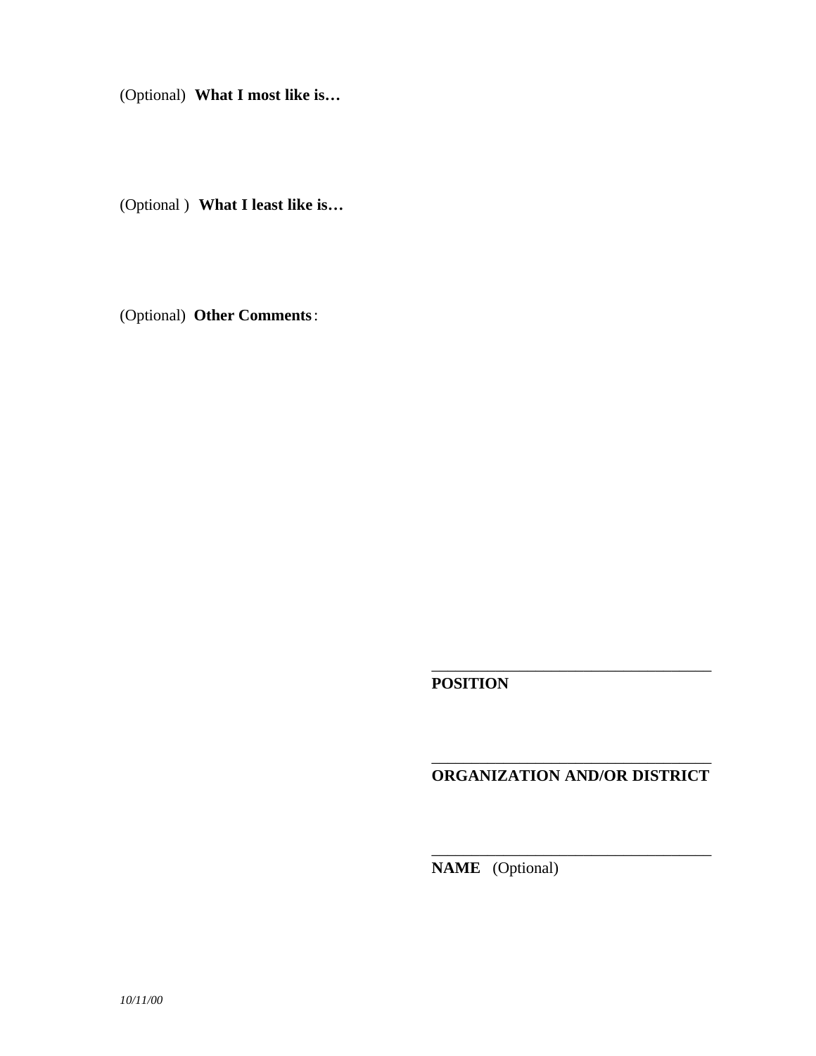(Optional) **What I most like is…**

(Optional ) **What I least like is…**

(Optional) **Other Comments**:

\_\_\_\_\_\_\_\_\_\_\_\_\_\_\_\_\_\_\_\_\_\_\_\_\_\_\_\_\_\_\_\_\_\_\_\_

**POSITION**

\_\_\_\_\_\_\_\_\_\_\_\_\_\_\_\_\_\_\_\_\_\_\_\_\_\_\_\_\_\_\_\_\_\_\_\_

**ORGANIZATION AND/OR DISTRICT**

\_\_\_\_\_\_\_\_\_\_\_\_\_\_\_\_\_\_\_\_\_\_\_\_\_\_\_\_\_\_\_\_\_\_\_\_

**NAME** (Optional)

*10/11/00*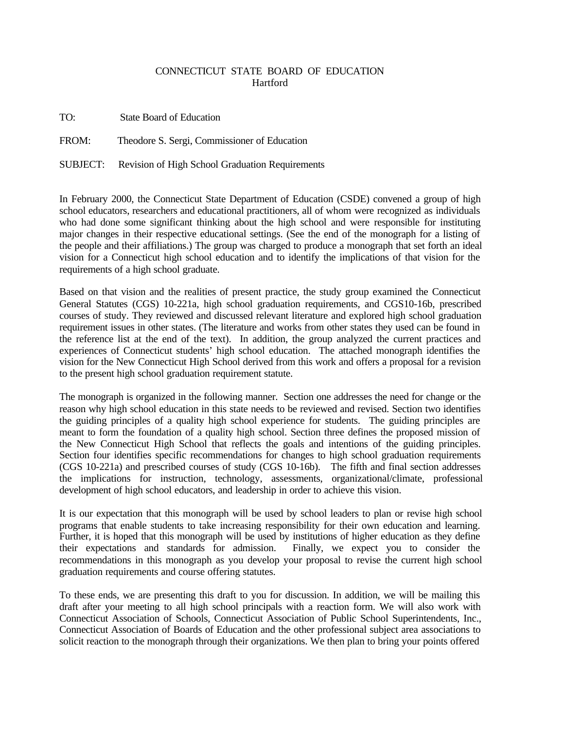CONNECTICUT STATE BOARD OF EDUCATION
Hartford

TO: State Board of Education

FROM: Theodore S. Sergi, Commissioner of Education

SUBJECT: Revision of High School Graduation Requirements

In February 2000, the Connecticut State Department of Education (CSDE) convened a group of high school educators, researchers and educational practitioners, all of whom were recognized as individuals who had done some significant thinking about the high school and were responsible for instituting major changes in their respective educational settings. (See the end of the monograph for a listing of the people and their affiliations.) The group was charged to produce a monograph that set forth an ideal vision for a Connecticut high school education and to identify the implications of that vision for the requirements of a high school graduate.

Based on that vision and the realities of present practice, the study group examined the Connecticut General Statutes (CGS) 10-221a, high school graduation requirements, and CGS10-16b, prescribed courses of study. They reviewed and discussed relevant literature and explored high school graduation requirement issues in other states. (The literature and works from other states they used can be found in the reference list at the end of the text). In addition, the group analyzed the current practices and experiences of Connecticut students' high school education. The attached monograph identifies the vision for the New Connecticut High School derived from this work and offers a proposal for a revision to the present high school graduation requirement statute.

The monograph is organized in the following manner. Section one addresses the need for change or the reason why high school education in this state needs to be reviewed and revised. Section two identifies the guiding principles of a quality high school experience for students. The guiding principles are meant to form the foundation of a quality high school. Section three defines the proposed mission of the New Connecticut High School that reflects the goals and intentions of the guiding principles. Section four identifies specific recommendations for changes to high school graduation requirements (CGS 10-221a) and prescribed courses of study (CGS 10-16b). The fifth and final section addresses the implications for instruction, technology, assessments, organizational/climate, professional development of high school educators, and leadership in order to achieve this vision.

It is our expectation that this monograph will be used by school leaders to plan or revise high school programs that enable students to take increasing responsibility for their own education and learning. Further, it is hoped that this monograph will be used by institutions of higher education as they define their expectations and standards for admission. Finally, we expect you to consider the recommendations in this monograph as you develop your proposal to revise the current high school graduation requirements and course offering statutes.

To these ends, we are presenting this draft to you for discussion. In addition, we will be mailing this draft after your meeting to all high school principals with a reaction form. We will also work with Connecticut Association of Schools, Connecticut Association of Public School Superintendents, Inc., Connecticut Association of Boards of Education and the other professional subject area associations to solicit reaction to the monograph through their organizations. We then plan to bring your points offered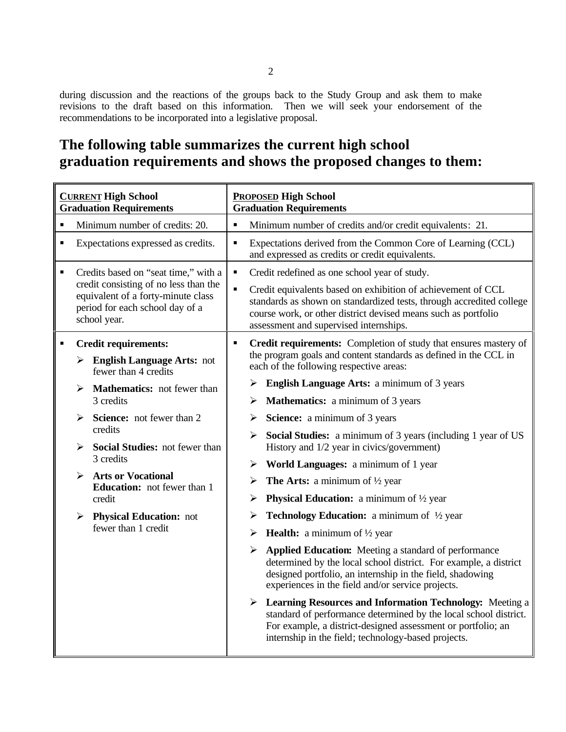during discussion and the reactions of the groups back to the Study Group and ask them to make revisions to the draft based on this information. Then we will seek your endorsement of the recommendations to be incorporated into a legislative proposal.

## The following table summarizes the current high school graduation requirements and shows the proposed changes to them:

| **CURRENT High School Graduation Requirements** | **PROPOSED High School Graduation Requirements** |
|---|---|
| ▪ Minimum number of credits: 20. | ▪ Minimum number of credits and/or credit equivalents: 21. |
| ▪ Expectations expressed as credits. | ▪ Expectations derived from the Common Core of Learning (CCL) and expressed as credits or credit equivalents. |
| ▪ Credits based on "seat time," with a credit consisting of no less than the equivalent of a forty-minute class period for each school day of a school year. | ▪ Credit redefined as one school year of study.<br>▪ Credit equivalents based on exhibition of achievement of CCL standards as shown on standardized tests, through accredited college course work, or other district devised means such as portfolio assessment and supervised internships. |
| ▪ **Credit requirements:**<br>➢ **English Language Arts:** not fewer than 4 credits<br>➢ **Mathematics:** not fewer than 3 credits<br>➢ **Science:** not fewer than 2 credits<br>➢ **Social Studies:** not fewer than 3 credits<br>➢ **Arts or Vocational Education:** not fewer than 1 credit<br>➢ **Physical Education:** not fewer than 1 credit | ▪ **Credit requirements:** Completion of study that ensures mastery of the program goals and content standards as defined in the CCL in each of the following respective areas:<br>➢ **English Language Arts:** a minimum of 3 years<br>➢ **Mathematics:** a minimum of 3 years<br>➢ **Science:** a minimum of 3 years<br>➢ **Social Studies:** a minimum of 3 years (including 1 year of US History and 1/2 year in civics/government)<br>➢ **World Languages:** a minimum of 1 year<br>➢ **The Arts:** a minimum of ½ year<br>➢ **Physical Education:** a minimum of ½ year<br>➢ **Technology Education:** a minimum of ½ year<br>➢ **Health:** a minimum of ½ year<br>➢ **Applied Education:** Meeting a standard of performance determined by the local school district. For example, a district designed portfolio, an internship in the field, shadowing experiences in the field and/or service projects.<br>➢ **Learning Resources and Information Technology:** Meeting a standard of performance determined by the local school district. For example, a district-designed assessment or portfolio; an internship in the field; technology-based projects. |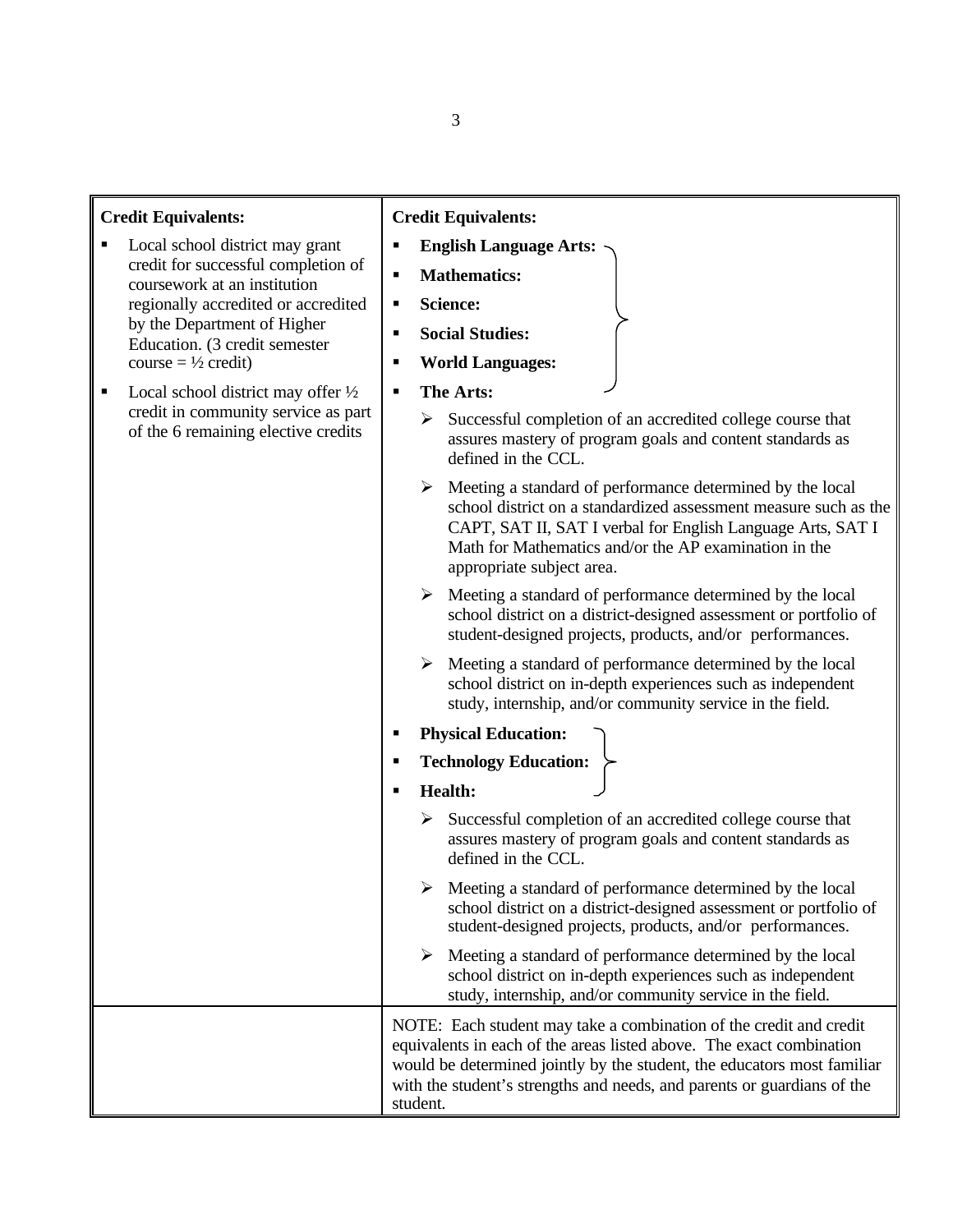| Credit Equivalents: | Credit Equivalents: |
|---|---|
| ▪ Local school district may grant credit for successful completion of coursework at an institution regionally accredited or accredited by the Department of Higher Education. (3 credit semester course = ½ credit)<br>▪ Local school district may offer ½ credit in community service as part of the 6 remaining elective credits | ▪ **English Language Arts:**<br>▪ **Mathematics:**<br>▪ **Science:**<br>▪ **Social Studies:**<br>▪ **World Languages:**<br>▪ **The Arts:**<br>➢ Successful completion of an accredited college course that assures mastery of program goals and content standards as defined in the CCL.<br>➢ Meeting a standard of performance determined by the local school district on a standardized assessment measure such as the CAPT, SAT II, SAT I verbal for English Language Arts, SAT I Math for Mathematics and/or the AP examination in the appropriate subject area.<br>➢ Meeting a standard of performance determined by the local school district on a district-designed assessment or portfolio of student-designed projects, products, and/or performances.<br>➢ Meeting a standard of performance determined by the local school district on in-depth experiences such as independent study, internship, and/or community service in the field.<br>▪ **Physical Education:**<br>▪ **Technology Education:**<br>▪ **Health:**<br>➢ Successful completion of an accredited college course that assures mastery of program goals and content standards as defined in the CCL.<br>➢ Meeting a standard of performance determined by the local school district on a district-designed assessment or portfolio of student-designed projects, products, and/or performances.<br>➢ Meeting a standard of performance determined by the local school district on in-depth experiences such as independent study, internship, and/or community service in the field. |
| | NOTE: Each student may take a combination of the credit and credit equivalents in each of the areas listed above. The exact combination would be determined jointly by the student, the educators most familiar with the student's strengths and needs, and parents or guardians of the student. |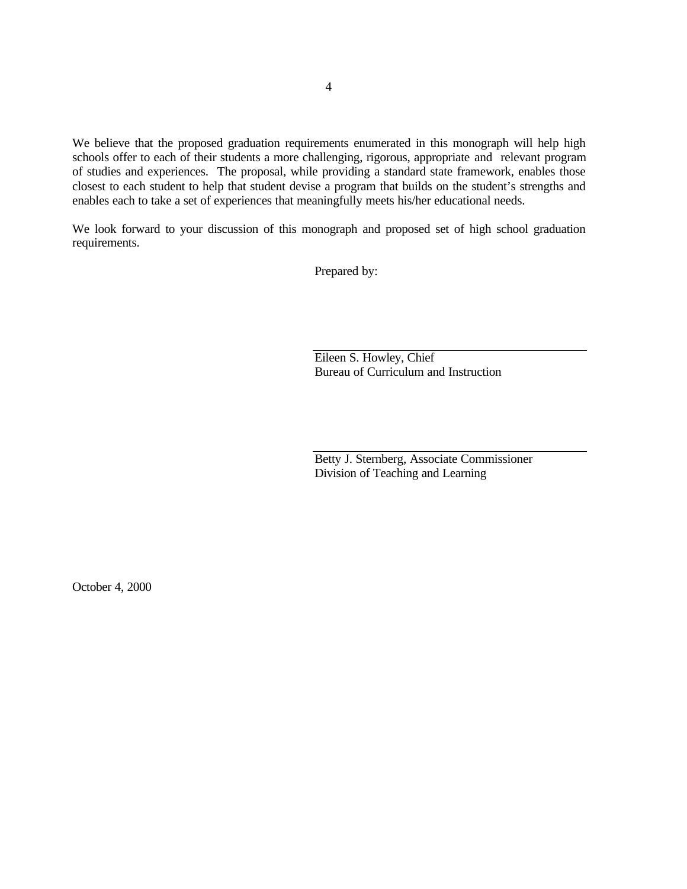We believe that the proposed graduation requirements enumerated in this monograph will help high schools offer to each of their students a more challenging, rigorous, appropriate and relevant program of studies and experiences. The proposal, while providing a standard state framework, enables those closest to each student to help that student devise a program that builds on the student's strengths and enables each to take a set of experiences that meaningfully meets his/her educational needs.

We look forward to your discussion of this monograph and proposed set of high school graduation requirements.

Prepared by:

Eileen S. Howley, Chief
Bureau of Curriculum and Instruction

Betty J. Sternberg, Associate Commissioner
Division of Teaching and Learning

October 4, 2000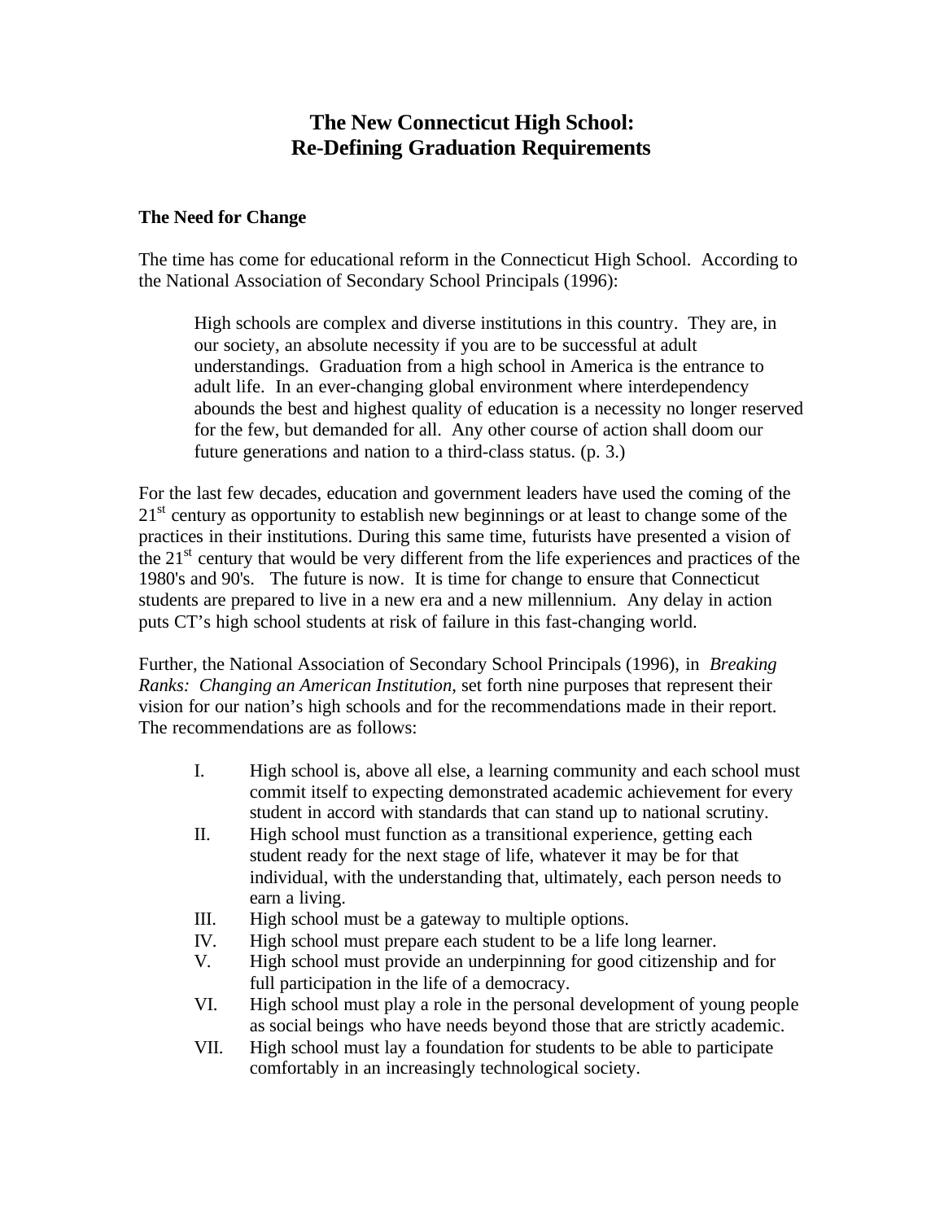# The New Connecticut High School: Re-Defining Graduation Requirements

## The Need for Change

The time has come for educational reform in the Connecticut High School. According to the National Association of Secondary School Principals (1996):

> High schools are complex and diverse institutions in this country. They are, in our society, an absolute necessity if you are to be successful at adult understandings. Graduation from a high school in America is the entrance to adult life. In an ever-changing global environment where interdependency abounds the best and highest quality of education is a necessity no longer reserved for the few, but demanded for all. Any other course of action shall doom our future generations and nation to a third-class status. (p. 3.)

For the last few decades, education and government leaders have used the coming of the 21st century as opportunity to establish new beginnings or at least to change some of the practices in their institutions. During this same time, futurists have presented a vision of the 21st century that would be very different from the life experiences and practices of the 1980's and 90's. The future is now. It is time for change to ensure that Connecticut students are prepared to live in a new era and a new millennium. Any delay in action puts CT's high school students at risk of failure in this fast-changing world.

Further, the National Association of Secondary School Principals (1996), in *Breaking Ranks: Changing an American Institution*, set forth nine purposes that represent their vision for our nation's high schools and for the recommendations made in their report. The recommendations are as follows:

I. High school is, above all else, a learning community and each school must commit itself to expecting demonstrated academic achievement for every student in accord with standards that can stand up to national scrutiny.

II. High school must function as a transitional experience, getting each student ready for the next stage of life, whatever it may be for that individual, with the understanding that, ultimately, each person needs to earn a living.

III. High school must be a gateway to multiple options.

IV. High school must prepare each student to be a life long learner.

V. High school must provide an underpinning for good citizenship and for full participation in the life of a democracy.

VI. High school must play a role in the personal development of young people as social beings who have needs beyond those that are strictly academic.

VII. High school must lay a foundation for students to be able to participate comfortably in an increasingly technological society.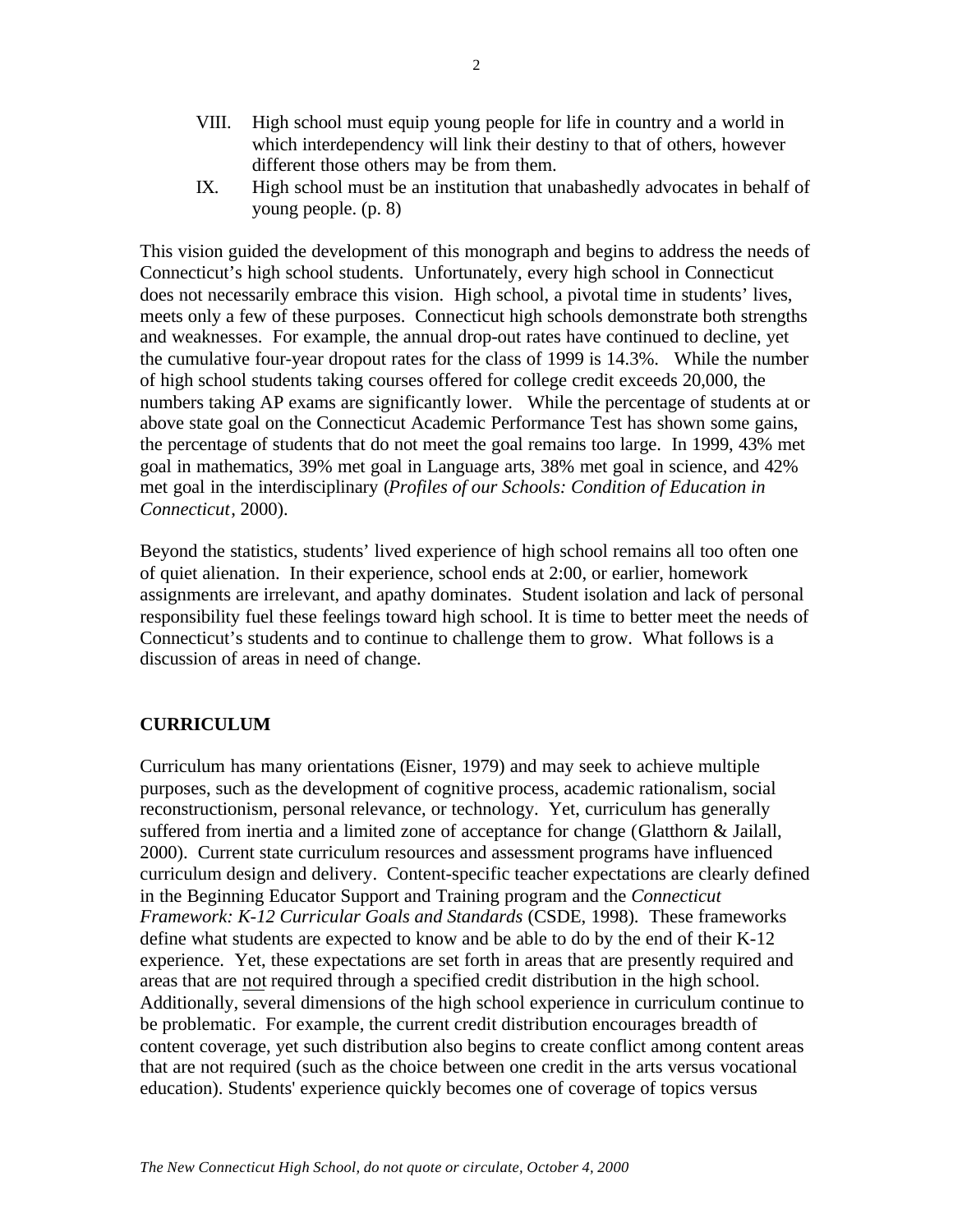VIII. High school must equip young people for life in country and a world in which interdependency will link their destiny to that of others, however different those others may be from them.

IX. High school must be an institution that unabashedly advocates in behalf of young people. (p. 8)

This vision guided the development of this monograph and begins to address the needs of Connecticut's high school students. Unfortunately, every high school in Connecticut does not necessarily embrace this vision. High school, a pivotal time in students' lives, meets only a few of these purposes. Connecticut high schools demonstrate both strengths and weaknesses. For example, the annual drop-out rates have continued to decline, yet the cumulative four-year dropout rates for the class of 1999 is 14.3%. While the number of high school students taking courses offered for college credit exceeds 20,000, the numbers taking AP exams are significantly lower. While the percentage of students at or above state goal on the Connecticut Academic Performance Test has shown some gains, the percentage of students that do not meet the goal remains too large. In 1999, 43% met goal in mathematics, 39% met goal in Language arts, 38% met goal in science, and 42% met goal in the interdisciplinary (*Profiles of our Schools: Condition of Education in Connecticut*, 2000).

Beyond the statistics, students' lived experience of high school remains all too often one of quiet alienation. In their experience, school ends at 2:00, or earlier, homework assignments are irrelevant, and apathy dominates. Student isolation and lack of personal responsibility fuel these feelings toward high school. It is time to better meet the needs of Connecticut's students and to continue to challenge them to grow. What follows is a discussion of areas in need of change.

## CURRICULUM

Curriculum has many orientations (Eisner, 1979) and may seek to achieve multiple purposes, such as the development of cognitive process, academic rationalism, social reconstructionism, personal relevance, or technology. Yet, curriculum has generally suffered from inertia and a limited zone of acceptance for change (Glatthorn & Jailall, 2000). Current state curriculum resources and assessment programs have influenced curriculum design and delivery. Content-specific teacher expectations are clearly defined in the Beginning Educator Support and Training program and the *Connecticut Framework: K-12 Curricular Goals and Standards* (CSDE, 1998). These frameworks define what students are expected to know and be able to do by the end of their K-12 experience. Yet, these expectations are set forth in areas that are presently required and areas that are not required through a specified credit distribution in the high school. Additionally, several dimensions of the high school experience in curriculum continue to be problematic. For example, the current credit distribution encourages breadth of content coverage, yet such distribution also begins to create conflict among content areas that are not required (such as the choice between one credit in the arts versus vocational education). Students' experience quickly becomes one of coverage of topics versus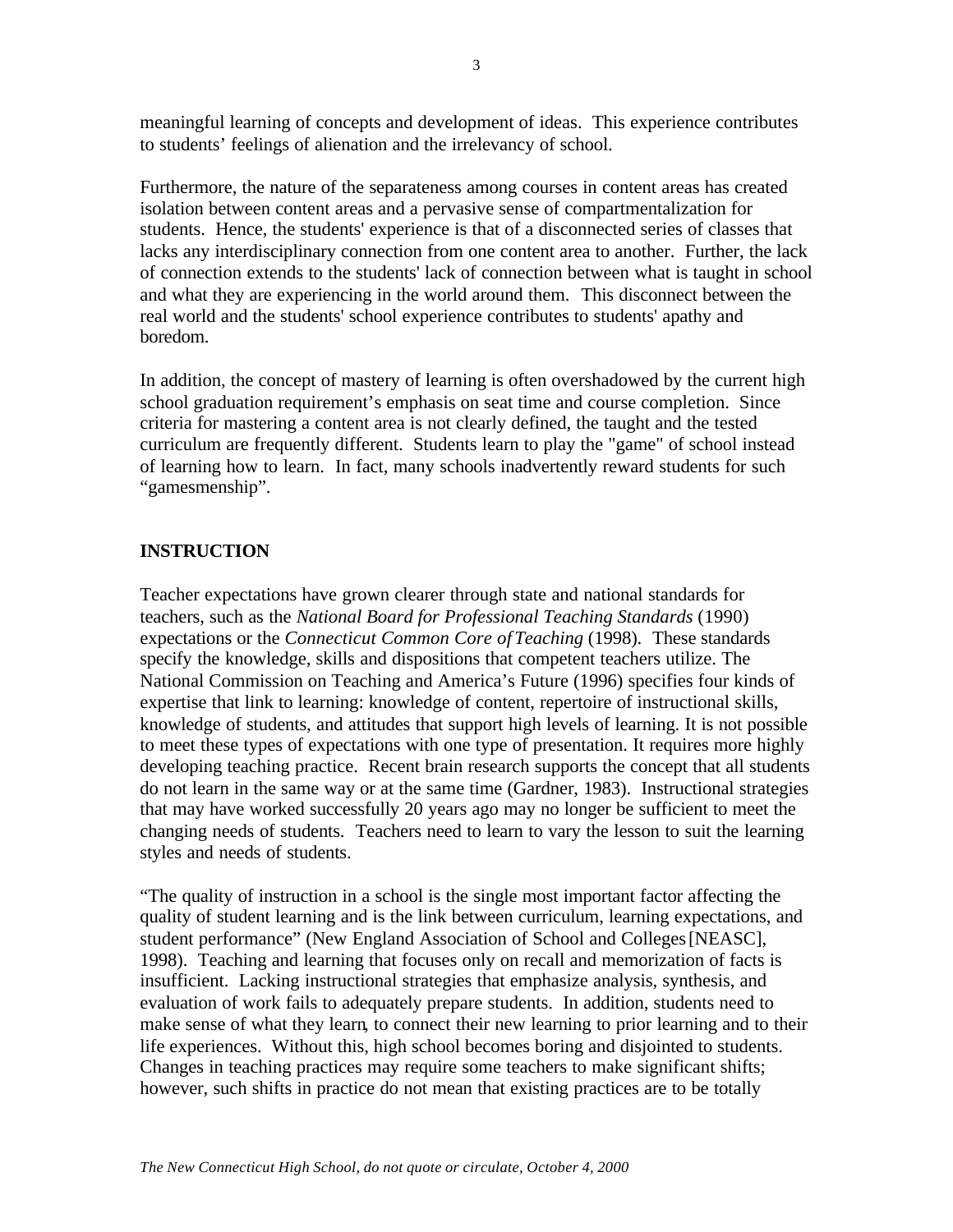meaningful learning of concepts and development of ideas. This experience contributes to students' feelings of alienation and the irrelevancy of school.

Furthermore, the nature of the separateness among courses in content areas has created isolation between content areas and a pervasive sense of compartmentalization for students. Hence, the students' experience is that of a disconnected series of classes that lacks any interdisciplinary connection from one content area to another. Further, the lack of connection extends to the students' lack of connection between what is taught in school and what they are experiencing in the world around them. This disconnect between the real world and the students' school experience contributes to students' apathy and boredom.

In addition, the concept of mastery of learning is often overshadowed by the current high school graduation requirement's emphasis on seat time and course completion. Since criteria for mastering a content area is not clearly defined, the taught and the tested curriculum are frequently different. Students learn to play the "game" of school instead of learning how to learn. In fact, many schools inadvertently reward students for such "gamesmenship".

**INSTRUCTION**

Teacher expectations have grown clearer through state and national standards for teachers, such as the *National Board for Professional Teaching Standards* (1990) expectations or the *Connecticut Common Core of Teaching* (1998). These standards specify the knowledge, skills and dispositions that competent teachers utilize. The National Commission on Teaching and America's Future (1996) specifies four kinds of expertise that link to learning: knowledge of content, repertoire of instructional skills, knowledge of students, and attitudes that support high levels of learning. It is not possible to meet these types of expectations with one type of presentation. It requires more highly developing teaching practice. Recent brain research supports the concept that all students do not learn in the same way or at the same time (Gardner, 1983). Instructional strategies that may have worked successfully 20 years ago may no longer be sufficient to meet the changing needs of students. Teachers need to learn to vary the lesson to suit the learning styles and needs of students.

"The quality of instruction in a school is the single most important factor affecting the quality of student learning and is the link between curriculum, learning expectations, and student performance" (New England Association of School and Colleges [NEASC], 1998). Teaching and learning that focuses only on recall and memorization of facts is insufficient. Lacking instructional strategies that emphasize analysis, synthesis, and evaluation of work fails to adequately prepare students. In addition, students need to make sense of what they learn, to connect their new learning to prior learning and to their life experiences. Without this, high school becomes boring and disjointed to students. Changes in teaching practices may require some teachers to make significant shifts; however, such shifts in practice do not mean that existing practices are to be totally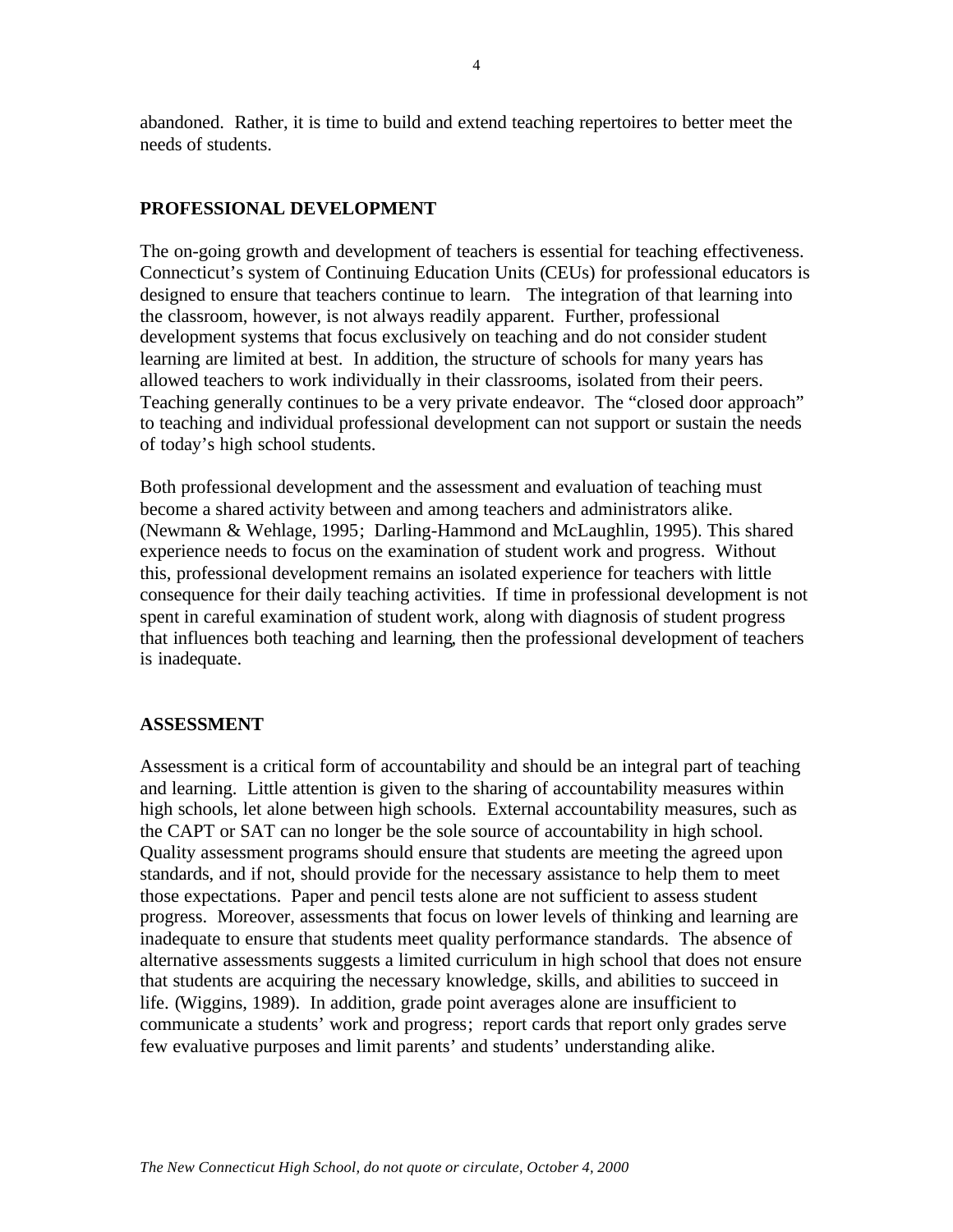abandoned. Rather, it is time to build and extend teaching repertoires to better meet the needs of students.

## PROFESSIONAL DEVELOPMENT

The on-going growth and development of teachers is essential for teaching effectiveness. Connecticut's system of Continuing Education Units (CEUs) for professional educators is designed to ensure that teachers continue to learn. The integration of that learning into the classroom, however, is not always readily apparent. Further, professional development systems that focus exclusively on teaching and do not consider student learning are limited at best. In addition, the structure of schools for many years has allowed teachers to work individually in their classrooms, isolated from their peers. Teaching generally continues to be a very private endeavor. The "closed door approach" to teaching and individual professional development can not support or sustain the needs of today's high school students.

Both professional development and the assessment and evaluation of teaching must become a shared activity between and among teachers and administrators alike. (Newmann & Wehlage, 1995; Darling-Hammond and McLaughlin, 1995). This shared experience needs to focus on the examination of student work and progress. Without this, professional development remains an isolated experience for teachers with little consequence for their daily teaching activities. If time in professional development is not spent in careful examination of student work, along with diagnosis of student progress that influences both teaching and learning, then the professional development of teachers is inadequate.

## ASSESSMENT

Assessment is a critical form of accountability and should be an integral part of teaching and learning. Little attention is given to the sharing of accountability measures within high schools, let alone between high schools. External accountability measures, such as the CAPT or SAT can no longer be the sole source of accountability in high school. Quality assessment programs should ensure that students are meeting the agreed upon standards, and if not, should provide for the necessary assistance to help them to meet those expectations. Paper and pencil tests alone are not sufficient to assess student progress. Moreover, assessments that focus on lower levels of thinking and learning are inadequate to ensure that students meet quality performance standards. The absence of alternative assessments suggests a limited curriculum in high school that does not ensure that students are acquiring the necessary knowledge, skills, and abilities to succeed in life. (Wiggins, 1989). In addition, grade point averages alone are insufficient to communicate a students' work and progress; report cards that report only grades serve few evaluative purposes and limit parents' and students' understanding alike.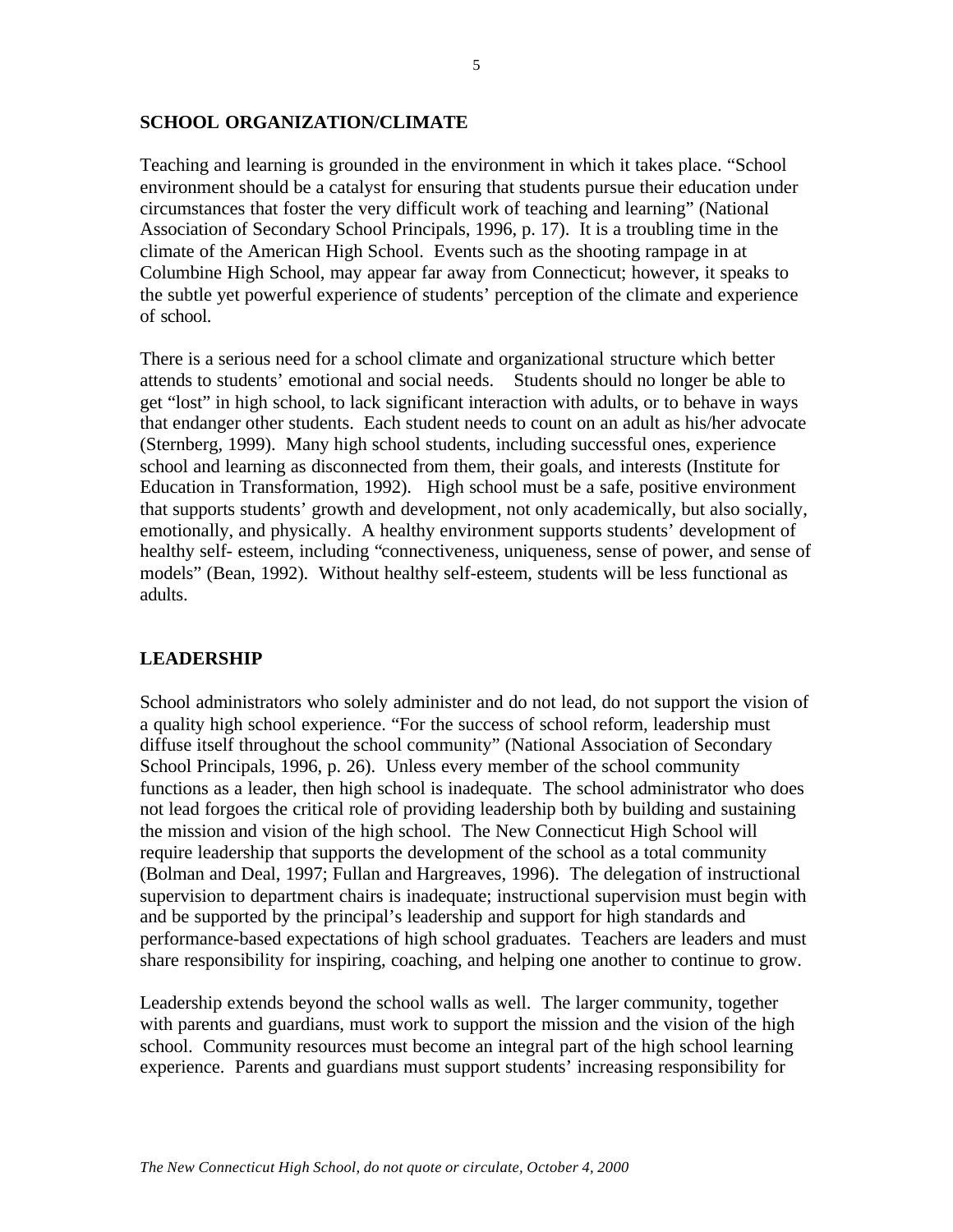## SCHOOL ORGANIZATION/CLIMATE

Teaching and learning is grounded in the environment in which it takes place. "School environment should be a catalyst for ensuring that students pursue their education under circumstances that foster the very difficult work of teaching and learning" (National Association of Secondary School Principals, 1996, p. 17). It is a troubling time in the climate of the American High School. Events such as the shooting rampage in at Columbine High School, may appear far away from Connecticut; however, it speaks to the subtle yet powerful experience of students' perception of the climate and experience of school.

There is a serious need for a school climate and organizational structure which better attends to students' emotional and social needs. Students should no longer be able to get "lost" in high school, to lack significant interaction with adults, or to behave in ways that endanger other students. Each student needs to count on an adult as his/her advocate (Sternberg, 1999). Many high school students, including successful ones, experience school and learning as disconnected from them, their goals, and interests (Institute for Education in Transformation, 1992). High school must be a safe, positive environment that supports students' growth and development, not only academically, but also socially, emotionally, and physically. A healthy environment supports students' development of healthy self- esteem, including "connectiveness, uniqueness, sense of power, and sense of models" (Bean, 1992). Without healthy self-esteem, students will be less functional as adults.

## LEADERSHIP

School administrators who solely administer and do not lead, do not support the vision of a quality high school experience. "For the success of school reform, leadership must diffuse itself throughout the school community" (National Association of Secondary School Principals, 1996, p. 26). Unless every member of the school community functions as a leader, then high school is inadequate. The school administrator who does not lead forgoes the critical role of providing leadership both by building and sustaining the mission and vision of the high school. The New Connecticut High School will require leadership that supports the development of the school as a total community (Bolman and Deal, 1997; Fullan and Hargreaves, 1996). The delegation of instructional supervision to department chairs is inadequate; instructional supervision must begin with and be supported by the principal's leadership and support for high standards and performance-based expectations of high school graduates. Teachers are leaders and must share responsibility for inspiring, coaching, and helping one another to continue to grow.

Leadership extends beyond the school walls as well. The larger community, together with parents and guardians, must work to support the mission and the vision of the high school. Community resources must become an integral part of the high school learning experience. Parents and guardians must support students' increasing responsibility for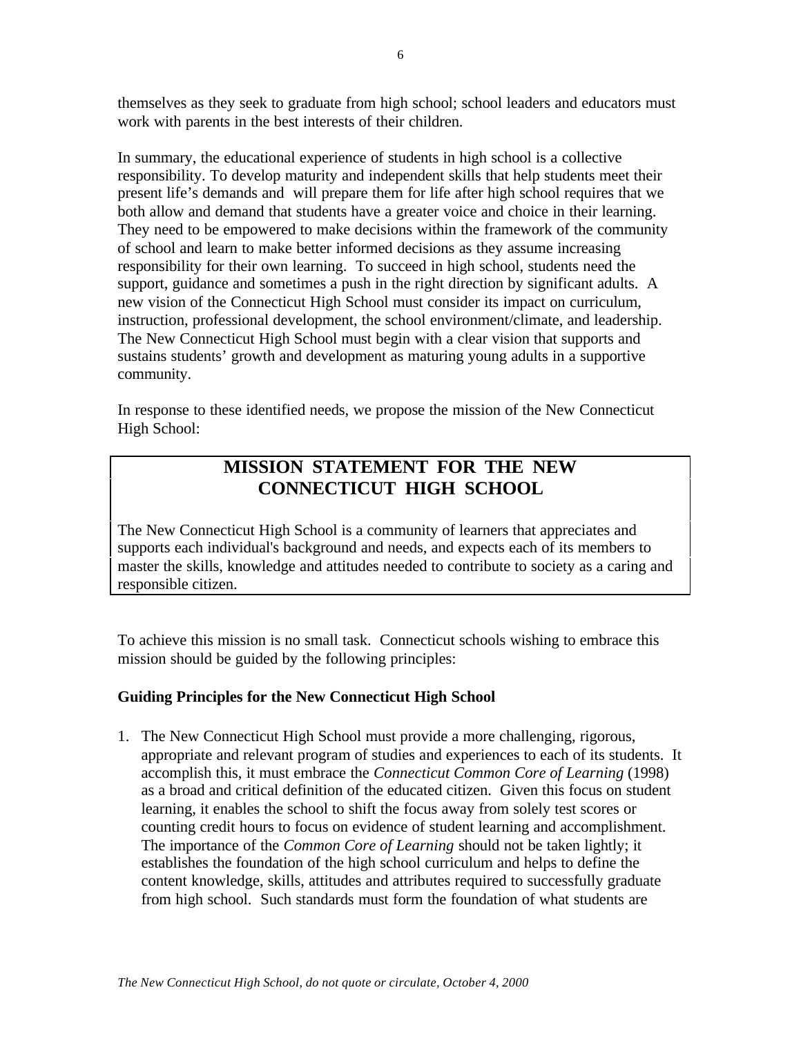themselves as they seek to graduate from high school; school leaders and educators must work with parents in the best interests of their children.

In summary, the educational experience of students in high school is a collective responsibility. To develop maturity and independent skills that help students meet their present life's demands and will prepare them for life after high school requires that we both allow and demand that students have a greater voice and choice in their learning. They need to be empowered to make decisions within the framework of the community of school and learn to make better informed decisions as they assume increasing responsibility for their own learning. To succeed in high school, students need the support, guidance and sometimes a push in the right direction by significant adults. A new vision of the Connecticut High School must consider its impact on curriculum, instruction, professional development, the school environment/climate, and leadership. The New Connecticut High School must begin with a clear vision that supports and sustains students' growth and development as maturing young adults in a supportive community.

In response to these identified needs, we propose the mission of the New Connecticut High School:

## MISSION STATEMENT FOR THE NEW CONNECTICUT HIGH SCHOOL

The New Connecticut High School is a community of learners that appreciates and supports each individual's background and needs, and expects each of its members to master the skills, knowledge and attitudes needed to contribute to society as a caring and responsible citizen.

To achieve this mission is no small task. Connecticut schools wishing to embrace this mission should be guided by the following principles:

**Guiding Principles for the New Connecticut High School**

1. The New Connecticut High School must provide a more challenging, rigorous, appropriate and relevant program of studies and experiences to each of its students. It accomplish this, it must embrace the *Connecticut Common Core of Learning* (1998) as a broad and critical definition of the educated citizen. Given this focus on student learning, it enables the school to shift the focus away from solely test scores or counting credit hours to focus on evidence of student learning and accomplishment. The importance of the *Common Core of Learning* should not be taken lightly; it establishes the foundation of the high school curriculum and helps to define the content knowledge, skills, attitudes and attributes required to successfully graduate from high school. Such standards must form the foundation of what students are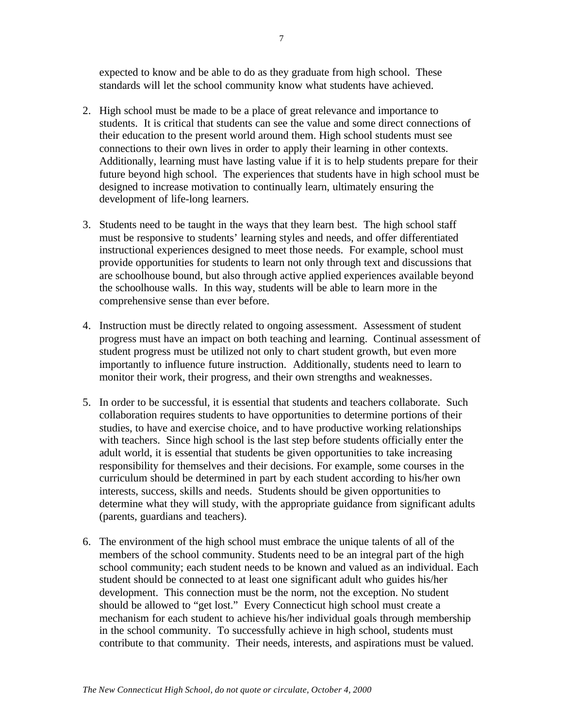expected to know and be able to do as they graduate from high school. These standards will let the school community know what students have achieved.

2. High school must be made to be a place of great relevance and importance to students. It is critical that students can see the value and some direct connections of their education to the present world around them. High school students must see connections to their own lives in order to apply their learning in other contexts. Additionally, learning must have lasting value if it is to help students prepare for their future beyond high school. The experiences that students have in high school must be designed to increase motivation to continually learn, ultimately ensuring the development of life-long learners.

3. Students need to be taught in the ways that they learn best. The high school staff must be responsive to students' learning styles and needs, and offer differentiated instructional experiences designed to meet those needs. For example, school must provide opportunities for students to learn not only through text and discussions that are schoolhouse bound, but also through active applied experiences available beyond the schoolhouse walls. In this way, students will be able to learn more in the comprehensive sense than ever before.

4. Instruction must be directly related to ongoing assessment. Assessment of student progress must have an impact on both teaching and learning. Continual assessment of student progress must be utilized not only to chart student growth, but even more importantly to influence future instruction. Additionally, students need to learn to monitor their work, their progress, and their own strengths and weaknesses.

5. In order to be successful, it is essential that students and teachers collaborate. Such collaboration requires students to have opportunities to determine portions of their studies, to have and exercise choice, and to have productive working relationships with teachers. Since high school is the last step before students officially enter the adult world, it is essential that students be given opportunities to take increasing responsibility for themselves and their decisions. For example, some courses in the curriculum should be determined in part by each student according to his/her own interests, success, skills and needs. Students should be given opportunities to determine what they will study, with the appropriate guidance from significant adults (parents, guardians and teachers).

6. The environment of the high school must embrace the unique talents of all of the members of the school community. Students need to be an integral part of the high school community; each student needs to be known and valued as an individual. Each student should be connected to at least one significant adult who guides his/her development. This connection must be the norm, not the exception. No student should be allowed to "get lost." Every Connecticut high school must create a mechanism for each student to achieve his/her individual goals through membership in the school community. To successfully achieve in high school, students must contribute to that community. Their needs, interests, and aspirations must be valued.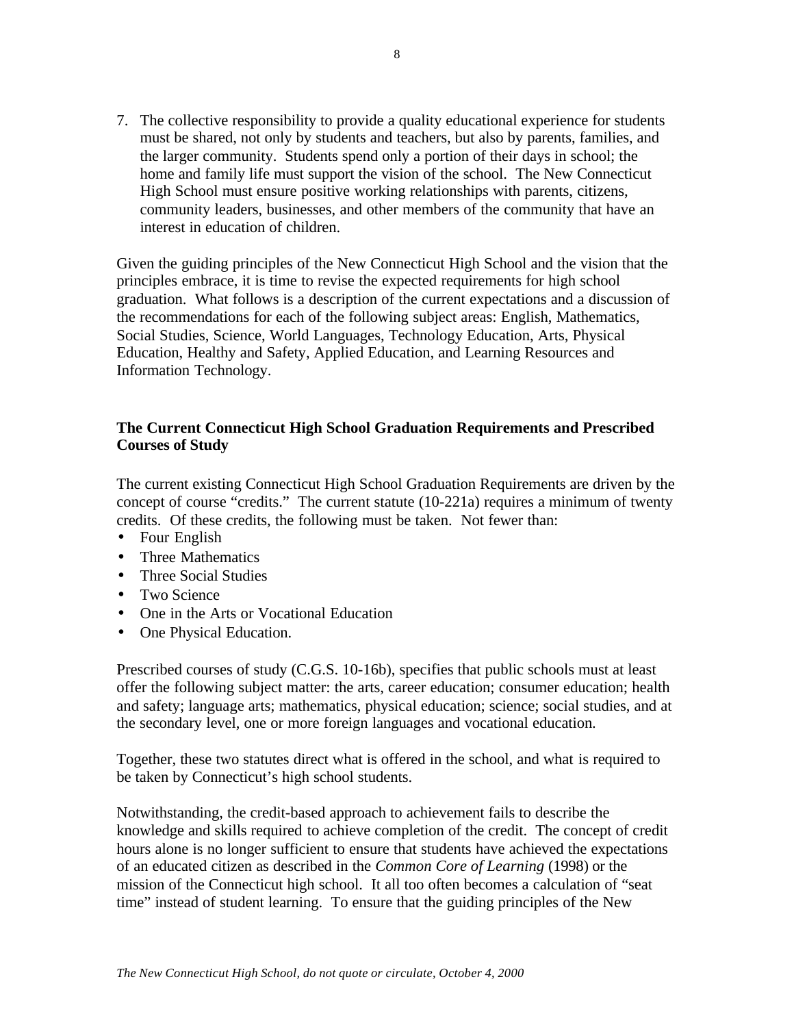7. The collective responsibility to provide a quality educational experience for students must be shared, not only by students and teachers, but also by parents, families, and the larger community. Students spend only a portion of their days in school; the home and family life must support the vision of the school. The New Connecticut High School must ensure positive working relationships with parents, citizens, community leaders, businesses, and other members of the community that have an interest in education of children.

Given the guiding principles of the New Connecticut High School and the vision that the principles embrace, it is time to revise the expected requirements for high school graduation. What follows is a description of the current expectations and a discussion of the recommendations for each of the following subject areas: English, Mathematics, Social Studies, Science, World Languages, Technology Education, Arts, Physical Education, Healthy and Safety, Applied Education, and Learning Resources and Information Technology.

**The Current Connecticut High School Graduation Requirements and Prescribed Courses of Study**

The current existing Connecticut High School Graduation Requirements are driven by the concept of course "credits." The current statute (10-221a) requires a minimum of twenty credits. Of these credits, the following must be taken. Not fewer than:

- Four English
- Three Mathematics
- Three Social Studies
- Two Science
- One in the Arts or Vocational Education
- One Physical Education.

Prescribed courses of study (C.G.S. 10-16b), specifies that public schools must at least offer the following subject matter: the arts, career education; consumer education; health and safety; language arts; mathematics, physical education; science; social studies, and at the secondary level, one or more foreign languages and vocational education.

Together, these two statutes direct what is offered in the school, and what is required to be taken by Connecticut's high school students.

Notwithstanding, the credit-based approach to achievement fails to describe the knowledge and skills required to achieve completion of the credit. The concept of credit hours alone is no longer sufficient to ensure that students have achieved the expectations of an educated citizen as described in the *Common Core of Learning* (1998) or the mission of the Connecticut high school. It all too often becomes a calculation of "seat time" instead of student learning. To ensure that the guiding principles of the New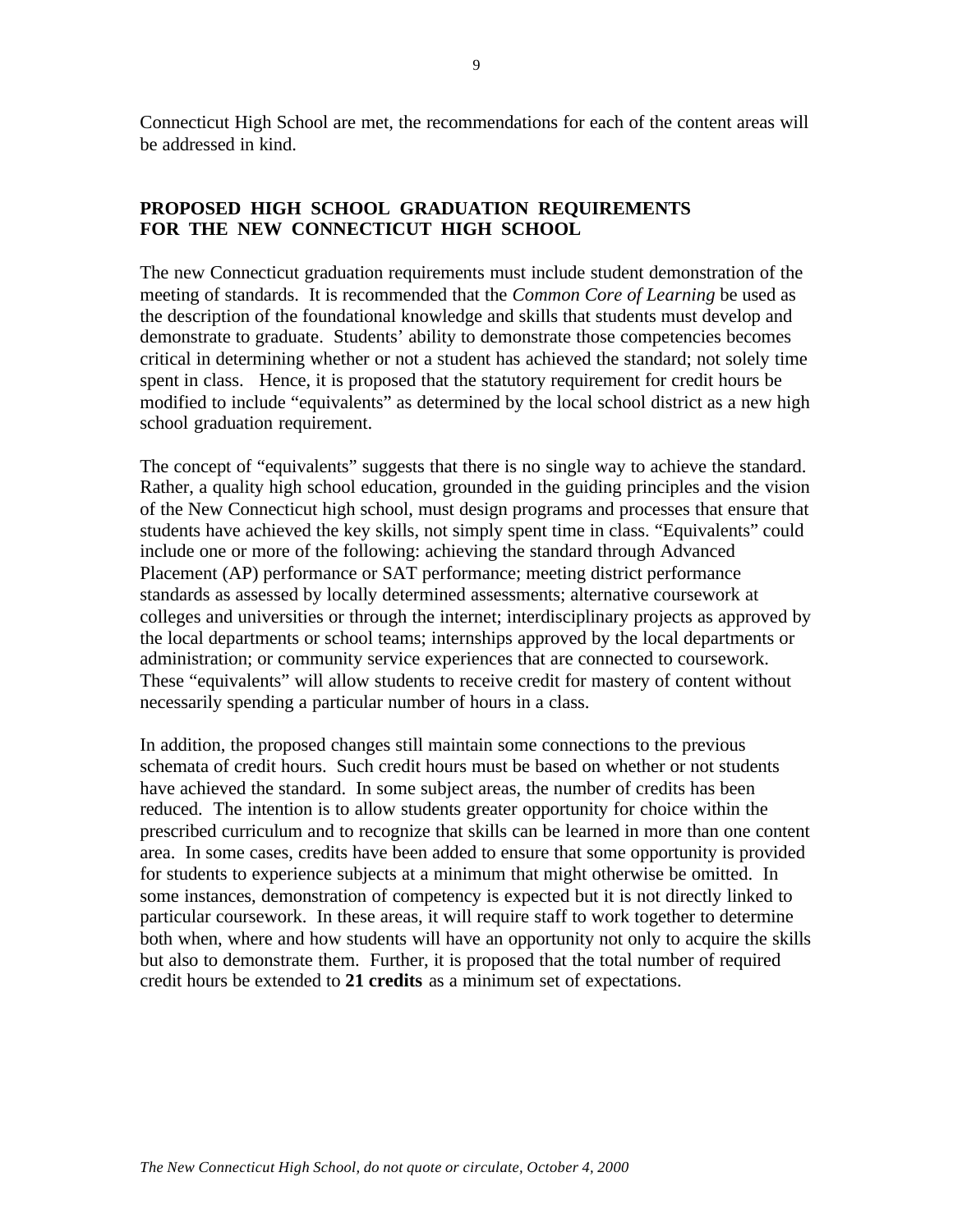Connecticut High School are met, the recommendations for each of the content areas will be addressed in kind.

## PROPOSED HIGH SCHOOL GRADUATION REQUIREMENTS FOR THE NEW CONNECTICUT HIGH SCHOOL

The new Connecticut graduation requirements must include student demonstration of the meeting of standards. It is recommended that the *Common Core of Learning* be used as the description of the foundational knowledge and skills that students must develop and demonstrate to graduate. Students' ability to demonstrate those competencies becomes critical in determining whether or not a student has achieved the standard; not solely time spent in class. Hence, it is proposed that the statutory requirement for credit hours be modified to include "equivalents" as determined by the local school district as a new high school graduation requirement.

The concept of "equivalents" suggests that there is no single way to achieve the standard. Rather, a quality high school education, grounded in the guiding principles and the vision of the New Connecticut high school, must design programs and processes that ensure that students have achieved the key skills, not simply spent time in class. "Equivalents" could include one or more of the following: achieving the standard through Advanced Placement (AP) performance or SAT performance; meeting district performance standards as assessed by locally determined assessments; alternative coursework at colleges and universities or through the internet; interdisciplinary projects as approved by the local departments or school teams; internships approved by the local departments or administration; or community service experiences that are connected to coursework. These "equivalents" will allow students to receive credit for mastery of content without necessarily spending a particular number of hours in a class.

In addition, the proposed changes still maintain some connections to the previous schemata of credit hours. Such credit hours must be based on whether or not students have achieved the standard. In some subject areas, the number of credits has been reduced. The intention is to allow students greater opportunity for choice within the prescribed curriculum and to recognize that skills can be learned in more than one content area. In some cases, credits have been added to ensure that some opportunity is provided for students to experience subjects at a minimum that might otherwise be omitted. In some instances, demonstration of competency is expected but it is not directly linked to particular coursework. In these areas, it will require staff to work together to determine both when, where and how students will have an opportunity not only to acquire the skills but also to demonstrate them. Further, it is proposed that the total number of required credit hours be extended to **21 credits** as a minimum set of expectations.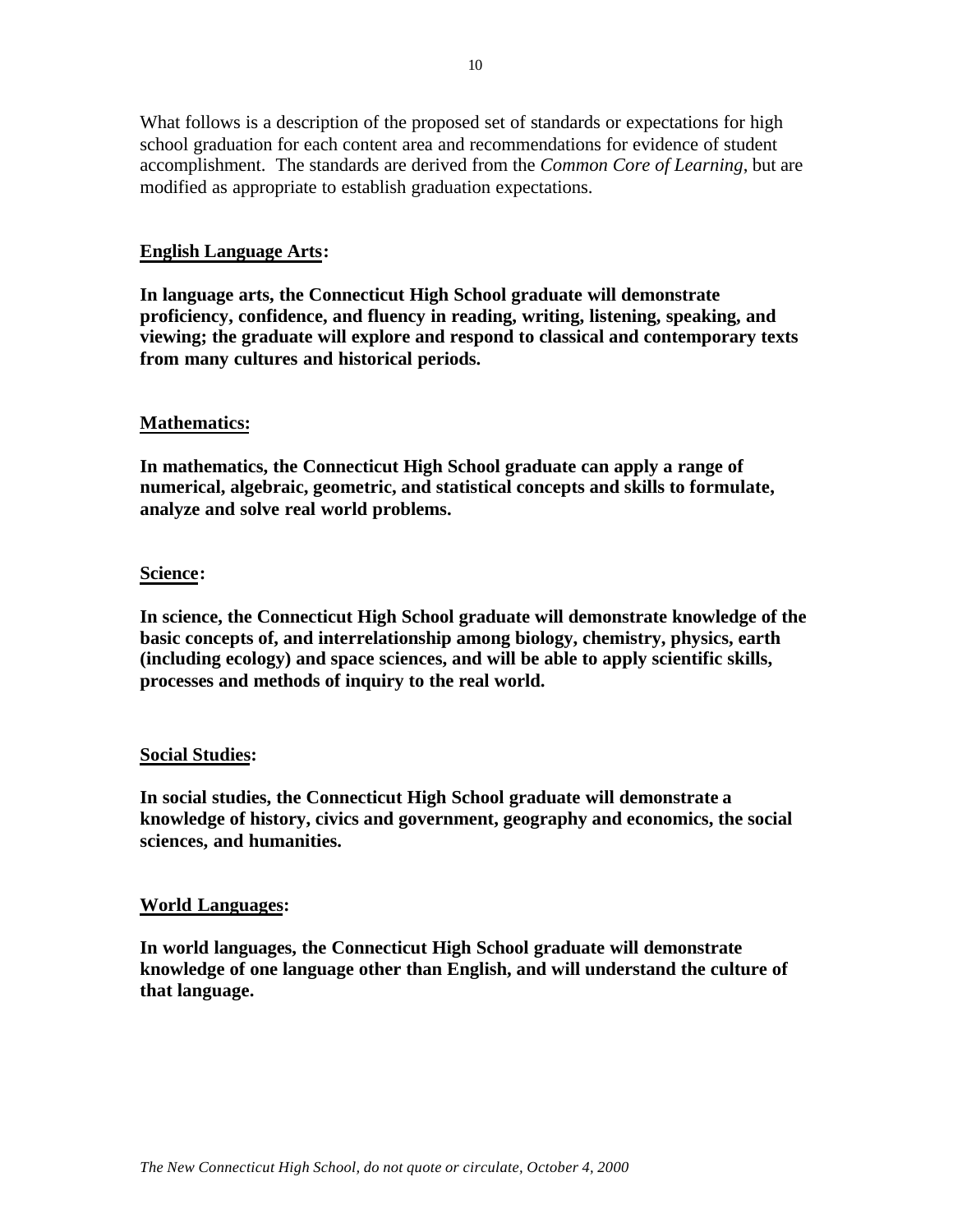What follows is a description of the proposed set of standards or expectations for high school graduation for each content area and recommendations for evidence of student accomplishment. The standards are derived from the *Common Core of Learning*, but are modified as appropriate to establish graduation expectations.

**English Language Arts:**

**In language arts, the Connecticut High School graduate will demonstrate proficiency, confidence, and fluency in reading, writing, listening, speaking, and viewing; the graduate will explore and respond to classical and contemporary texts from many cultures and historical periods.**

**Mathematics:**

**In mathematics, the Connecticut High School graduate can apply a range of numerical, algebraic, geometric, and statistical concepts and skills to formulate, analyze and solve real world problems.**

**Science:**

**In science, the Connecticut High School graduate will demonstrate knowledge of the basic concepts of, and interrelationship among biology, chemistry, physics, earth (including ecology) and space sciences, and will be able to apply scientific skills, processes and methods of inquiry to the real world.**

**Social Studies:**

**In social studies, the Connecticut High School graduate will demonstrate a knowledge of history, civics and government, geography and economics, the social sciences, and humanities.**

**World Languages:**

**In world languages, the Connecticut High School graduate will demonstrate knowledge of one language other than English, and will understand the culture of that language.**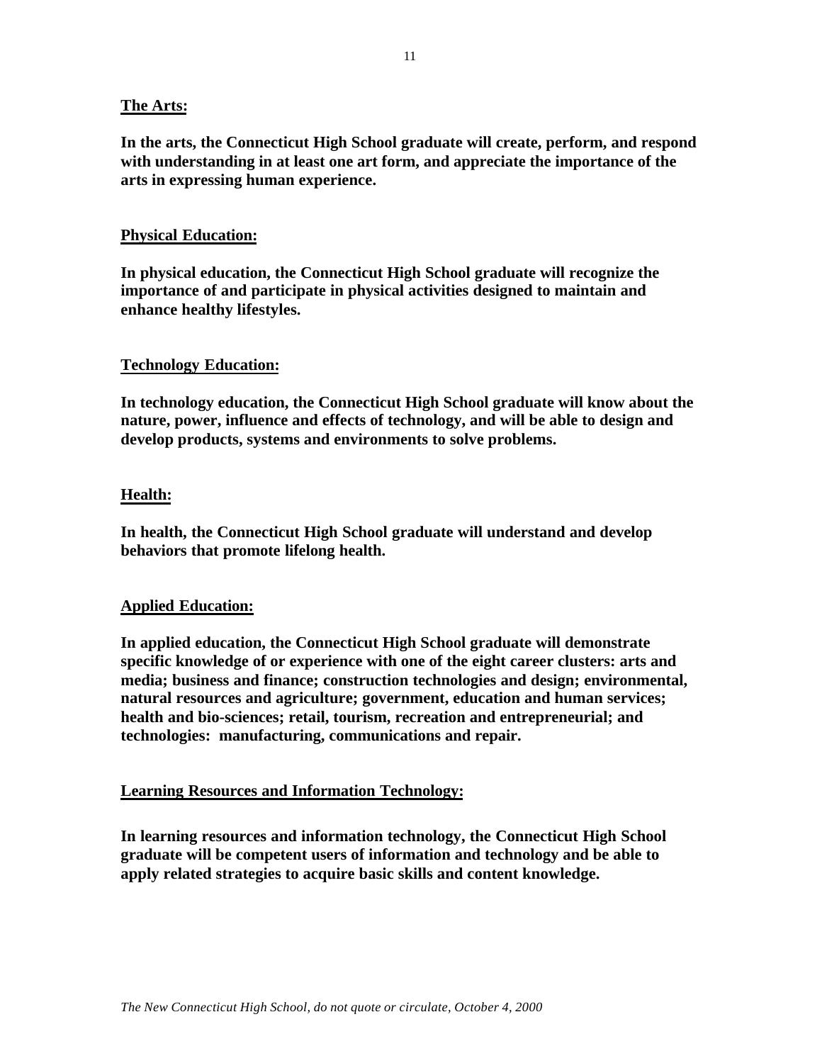**The Arts:**

**In the arts, the Connecticut High School graduate will create, perform, and respond with understanding in at least one art form, and appreciate the importance of the arts in expressing human experience.**

**Physical Education:**

**In physical education, the Connecticut High School graduate will recognize the importance of and participate in physical activities designed to maintain and enhance healthy lifestyles.**

**Technology Education:**

**In technology education, the Connecticut High School graduate will know about the nature, power, influence and effects of technology, and will be able to design and develop products, systems and environments to solve problems.**

**Health:**

**In health, the Connecticut High School graduate will understand and develop behaviors that promote lifelong health.**

**Applied Education:**

**In applied education, the Connecticut High School graduate will demonstrate specific knowledge of or experience with one of the eight career clusters: arts and media; business and finance; construction technologies and design; environmental, natural resources and agriculture; government, education and human services; health and bio-sciences; retail, tourism, recreation and entrepreneurial; and technologies: manufacturing, communications and repair.**

**Learning Resources and Information Technology:**

**In learning resources and information technology, the Connecticut High School graduate will be competent users of information and technology and be able to apply related strategies to acquire basic skills and content knowledge.**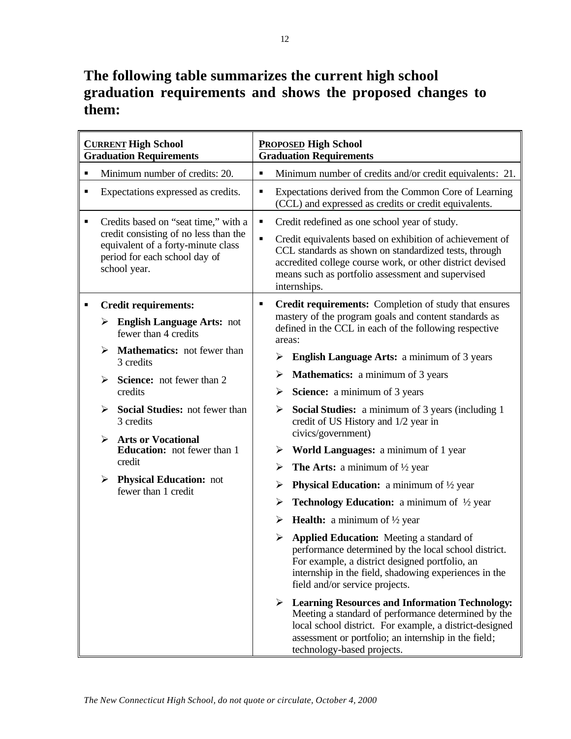# The following table summarizes the current high school graduation requirements and shows the proposed changes to them:

| **CURRENT High School Graduation Requirements** | **PROPOSED High School Graduation Requirements** |
|---|---|
| ▪ Minimum number of credits: 20. | ▪ Minimum number of credits and/or credit equivalents: 21. |
| ▪ Expectations expressed as credits. | ▪ Expectations derived from the Common Core of Learning (CCL) and expressed as credits or credit equivalents. |
| ▪ Credits based on "seat time," with a credit consisting of no less than the equivalent of a forty-minute class period for each school day of school year. | ▪ Credit redefined as one school year of study.<br>▪ Credit equivalents based on exhibition of achievement of CCL standards as shown on standardized tests, through accredited college course work, or other district devised means such as portfolio assessment and supervised internships. |
| ▪ **Credit requirements:**<br>➢ **English Language Arts:** not fewer than 4 credits<br>➢ **Mathematics:** not fewer than 3 credits<br>➢ **Science:** not fewer than 2 credits<br>➢ **Social Studies:** not fewer than 3 credits<br>➢ **Arts or Vocational Education:** not fewer than 1 credit<br>➢ **Physical Education:** not fewer than 1 credit | ▪ **Credit requirements:** Completion of study that ensures mastery of the program goals and content standards as defined in the CCL in each of the following respective areas:<br>➢ **English Language Arts:** a minimum of 3 years<br>➢ **Mathematics:** a minimum of 3 years<br>➢ **Science:** a minimum of 3 years<br>➢ **Social Studies:** a minimum of 3 years (including 1 credit of US History and 1/2 year in civics/government)<br>➢ **World Languages:** a minimum of 1 year<br>➢ **The Arts:** a minimum of ½ year<br>➢ **Physical Education:** a minimum of ½ year<br>➢ **Technology Education:** a minimum of ½ year<br>➢ **Health:** a minimum of ½ year<br>➢ **Applied Education:** Meeting a standard of performance determined by the local school district. For example, a district designed portfolio, an internship in the field, shadowing experiences in the field and/or service projects.<br>➢ **Learning Resources and Information Technology:** Meeting a standard of performance determined by the local school district. For example, a district-designed assessment or portfolio; an internship in the field; technology-based projects. |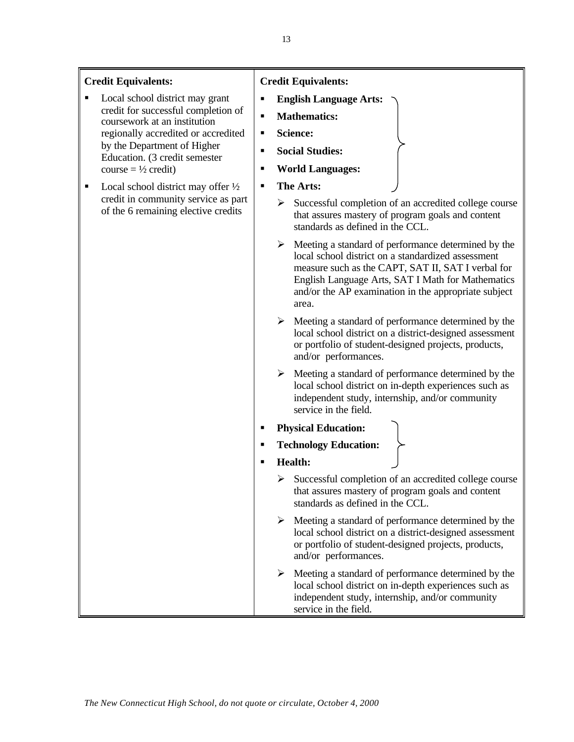| **Credit Equivalents:** | **Credit Equivalents:** |
|---|---|
| ▪ Local school district may grant credit for successful completion of coursework at an institution regionally accredited or accredited by the Department of Higher Education. (3 credit semester course = ½ credit)<br>▪ Local school district may offer ½ credit in community service as part of the 6 remaining elective credits | ▪ **English Language Arts:**<br>▪ **Mathematics:**<br>▪ **Science:**<br>▪ **Social Studies:**<br>▪ **World Languages:**<br>▪ **The Arts:**<br>➢ Successful completion of an accredited college course that assures mastery of program goals and content standards as defined in the CCL.<br>➢ Meeting a standard of performance determined by the local school district on a standardized assessment measure such as the CAPT, SAT II, SAT I verbal for English Language Arts, SAT I Math for Mathematics and/or the AP examination in the appropriate subject area.<br>➢ Meeting a standard of performance determined by the local school district on a district-designed assessment or portfolio of student-designed projects, products, and/or performances.<br>➢ Meeting a standard of performance determined by the local school district on in-depth experiences such as independent study, internship, and/or community service in the field.<br>▪ **Physical Education:**<br>▪ **Technology Education:**<br>▪ **Health:**<br>➢ Successful completion of an accredited college course that assures mastery of program goals and content standards as defined in the CCL.<br>➢ Meeting a standard of performance determined by the local school district on a district-designed assessment or portfolio of student-designed projects, products, and/or performances.<br>➢ Meeting a standard of performance determined by the local school district on in-depth experiences such as independent study, internship, and/or community service in the field. |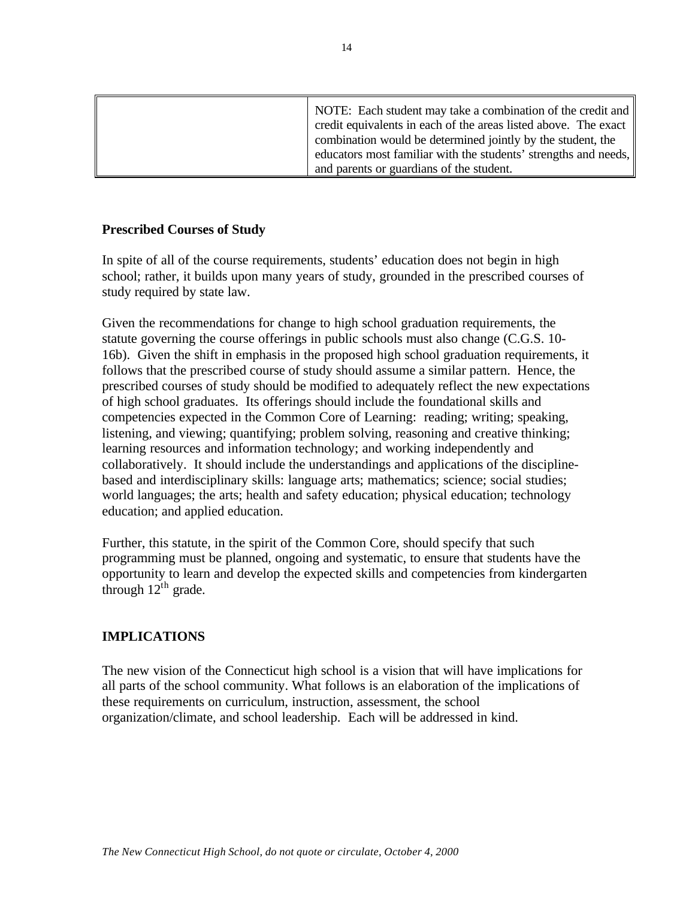| | |
|---|---|
| | NOTE: Each student may take a combination of the credit and credit equivalents in each of the areas listed above. The exact combination would be determined jointly by the student, the educators most familiar with the students' strengths and needs, and parents or guardians of the student. |

**Prescribed Courses of Study**

In spite of all of the course requirements, students' education does not begin in high school; rather, it builds upon many years of study, grounded in the prescribed courses of study required by state law.

Given the recommendations for change to high school graduation requirements, the statute governing the course offerings in public schools must also change (C.G.S. 10-16b). Given the shift in emphasis in the proposed high school graduation requirements, it follows that the prescribed course of study should assume a similar pattern. Hence, the prescribed courses of study should be modified to adequately reflect the new expectations of high school graduates. Its offerings should include the foundational skills and competencies expected in the Common Core of Learning: reading; writing; speaking, listening, and viewing; quantifying; problem solving, reasoning and creative thinking; learning resources and information technology; and working independently and collaboratively. It should include the understandings and applications of the discipline-based and interdisciplinary skills: language arts; mathematics; science; social studies; world languages; the arts; health and safety education; physical education; technology education; and applied education.

Further, this statute, in the spirit of the Common Core, should specify that such programming must be planned, ongoing and systematic, to ensure that students have the opportunity to learn and develop the expected skills and competencies from kindergarten through 12th grade.

**IMPLICATIONS**

The new vision of the Connecticut high school is a vision that will have implications for all parts of the school community. What follows is an elaboration of the implications of these requirements on curriculum, instruction, assessment, the school organization/climate, and school leadership. Each will be addressed in kind.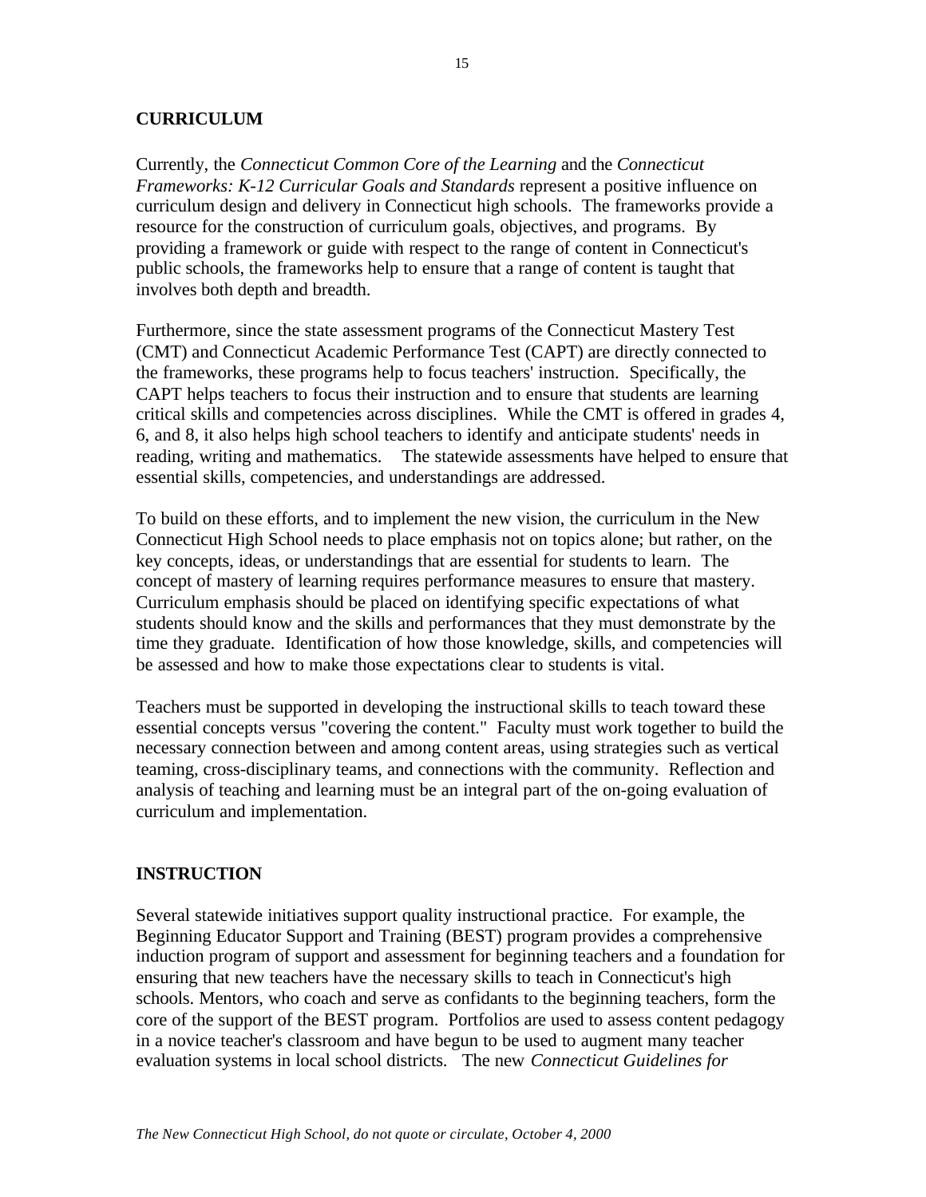## CURRICULUM

Currently, the *Connecticut Common Core of the Learning* and the *Connecticut Frameworks: K-12 Curricular Goals and Standards* represent a positive influence on curriculum design and delivery in Connecticut high schools. The frameworks provide a resource for the construction of curriculum goals, objectives, and programs. By providing a framework or guide with respect to the range of content in Connecticut's public schools, the frameworks help to ensure that a range of content is taught that involves both depth and breadth.

Furthermore, since the state assessment programs of the Connecticut Mastery Test (CMT) and Connecticut Academic Performance Test (CAPT) are directly connected to the frameworks, these programs help to focus teachers' instruction. Specifically, the CAPT helps teachers to focus their instruction and to ensure that students are learning critical skills and competencies across disciplines. While the CMT is offered in grades 4, 6, and 8, it also helps high school teachers to identify and anticipate students' needs in reading, writing and mathematics. The statewide assessments have helped to ensure that essential skills, competencies, and understandings are addressed.

To build on these efforts, and to implement the new vision, the curriculum in the New Connecticut High School needs to place emphasis not on topics alone; but rather, on the key concepts, ideas, or understandings that are essential for students to learn. The concept of mastery of learning requires performance measures to ensure that mastery. Curriculum emphasis should be placed on identifying specific expectations of what students should know and the skills and performances that they must demonstrate by the time they graduate. Identification of how those knowledge, skills, and competencies will be assessed and how to make those expectations clear to students is vital.

Teachers must be supported in developing the instructional skills to teach toward these essential concepts versus "covering the content." Faculty must work together to build the necessary connection between and among content areas, using strategies such as vertical teaming, cross-disciplinary teams, and connections with the community. Reflection and analysis of teaching and learning must be an integral part of the on-going evaluation of curriculum and implementation.

## INSTRUCTION

Several statewide initiatives support quality instructional practice. For example, the Beginning Educator Support and Training (BEST) program provides a comprehensive induction program of support and assessment for beginning teachers and a foundation for ensuring that new teachers have the necessary skills to teach in Connecticut's high schools. Mentors, who coach and serve as confidants to the beginning teachers, form the core of the support of the BEST program. Portfolios are used to assess content pedagogy in a novice teacher's classroom and have begun to be used to augment many teacher evaluation systems in local school districts. The new *Connecticut Guidelines for*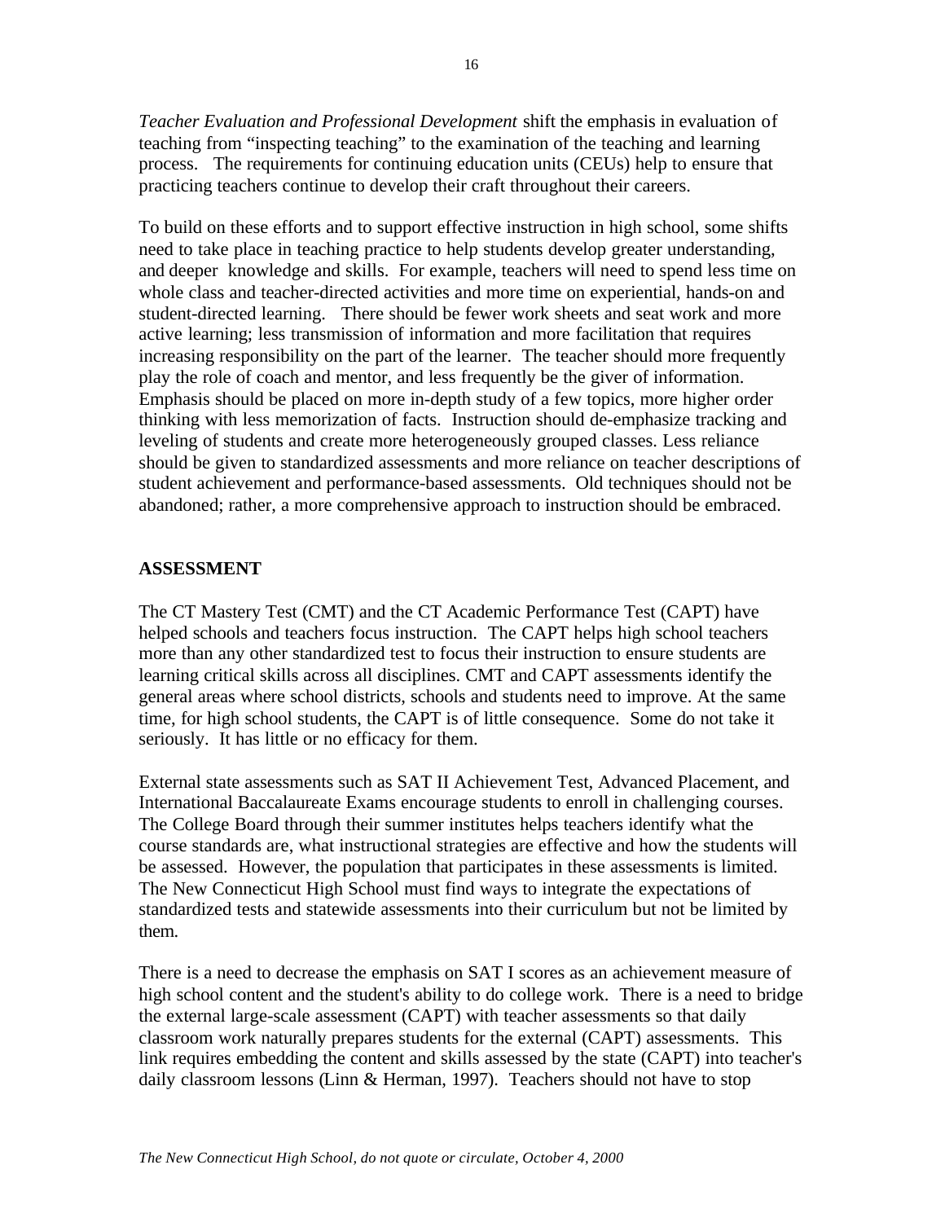*Teacher Evaluation and Professional Development* shift the emphasis in evaluation of teaching from "inspecting teaching" to the examination of the teaching and learning process. The requirements for continuing education units (CEUs) help to ensure that practicing teachers continue to develop their craft throughout their careers.

To build on these efforts and to support effective instruction in high school, some shifts need to take place in teaching practice to help students develop greater understanding, and deeper knowledge and skills. For example, teachers will need to spend less time on whole class and teacher-directed activities and more time on experiential, hands-on and student-directed learning. There should be fewer work sheets and seat work and more active learning; less transmission of information and more facilitation that requires increasing responsibility on the part of the learner. The teacher should more frequently play the role of coach and mentor, and less frequently be the giver of information. Emphasis should be placed on more in-depth study of a few topics, more higher order thinking with less memorization of facts. Instruction should de-emphasize tracking and leveling of students and create more heterogeneously grouped classes. Less reliance should be given to standardized assessments and more reliance on teacher descriptions of student achievement and performance-based assessments. Old techniques should not be abandoned; rather, a more comprehensive approach to instruction should be embraced.

## ASSESSMENT

The CT Mastery Test (CMT) and the CT Academic Performance Test (CAPT) have helped schools and teachers focus instruction. The CAPT helps high school teachers more than any other standardized test to focus their instruction to ensure students are learning critical skills across all disciplines. CMT and CAPT assessments identify the general areas where school districts, schools and students need to improve. At the same time, for high school students, the CAPT is of little consequence. Some do not take it seriously. It has little or no efficacy for them.

External state assessments such as SAT II Achievement Test, Advanced Placement, and International Baccalaureate Exams encourage students to enroll in challenging courses. The College Board through their summer institutes helps teachers identify what the course standards are, what instructional strategies are effective and how the students will be assessed. However, the population that participates in these assessments is limited. The New Connecticut High School must find ways to integrate the expectations of standardized tests and statewide assessments into their curriculum but not be limited by them.

There is a need to decrease the emphasis on SAT I scores as an achievement measure of high school content and the student's ability to do college work. There is a need to bridge the external large-scale assessment (CAPT) with teacher assessments so that daily classroom work naturally prepares students for the external (CAPT) assessments. This link requires embedding the content and skills assessed by the state (CAPT) into teacher's daily classroom lessons (Linn & Herman, 1997). Teachers should not have to stop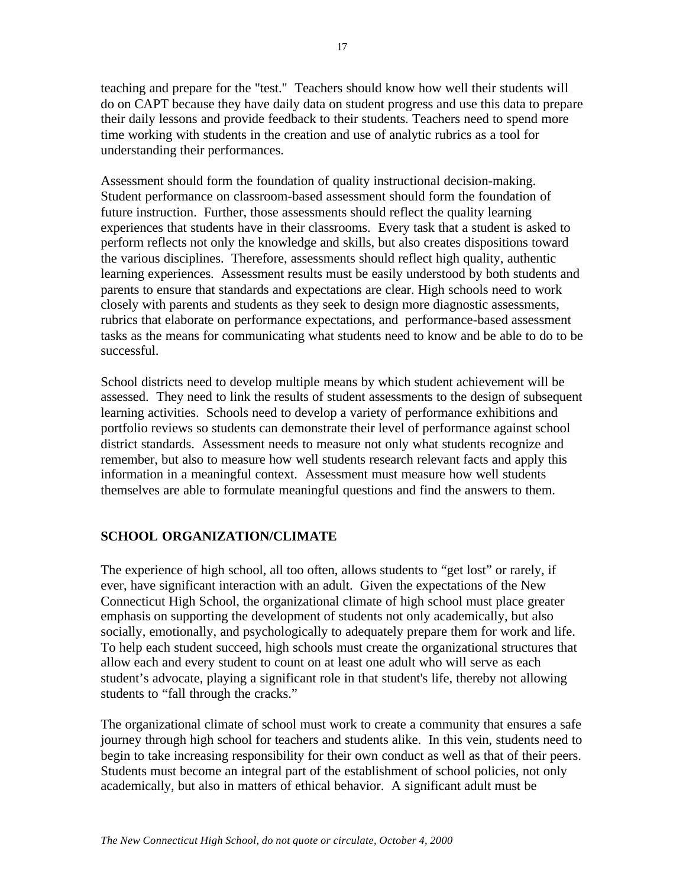teaching and prepare for the "test." Teachers should know how well their students will do on CAPT because they have daily data on student progress and use this data to prepare their daily lessons and provide feedback to their students. Teachers need to spend more time working with students in the creation and use of analytic rubrics as a tool for understanding their performances.

Assessment should form the foundation of quality instructional decision-making. Student performance on classroom-based assessment should form the foundation of future instruction. Further, those assessments should reflect the quality learning experiences that students have in their classrooms. Every task that a student is asked to perform reflects not only the knowledge and skills, but also creates dispositions toward the various disciplines. Therefore, assessments should reflect high quality, authentic learning experiences. Assessment results must be easily understood by both students and parents to ensure that standards and expectations are clear. High schools need to work closely with parents and students as they seek to design more diagnostic assessments, rubrics that elaborate on performance expectations, and performance-based assessment tasks as the means for communicating what students need to know and be able to do to be successful.

School districts need to develop multiple means by which student achievement will be assessed. They need to link the results of student assessments to the design of subsequent learning activities. Schools need to develop a variety of performance exhibitions and portfolio reviews so students can demonstrate their level of performance against school district standards. Assessment needs to measure not only what students recognize and remember, but also to measure how well students research relevant facts and apply this information in a meaningful context. Assessment must measure how well students themselves are able to formulate meaningful questions and find the answers to them.

## SCHOOL ORGANIZATION/CLIMATE

The experience of high school, all too often, allows students to "get lost" or rarely, if ever, have significant interaction with an adult. Given the expectations of the New Connecticut High School, the organizational climate of high school must place greater emphasis on supporting the development of students not only academically, but also socially, emotionally, and psychologically to adequately prepare them for work and life. To help each student succeed, high schools must create the organizational structures that allow each and every student to count on at least one adult who will serve as each student's advocate, playing a significant role in that student's life, thereby not allowing students to "fall through the cracks."

The organizational climate of school must work to create a community that ensures a safe journey through high school for teachers and students alike. In this vein, students need to begin to take increasing responsibility for their own conduct as well as that of their peers. Students must become an integral part of the establishment of school policies, not only academically, but also in matters of ethical behavior. A significant adult must be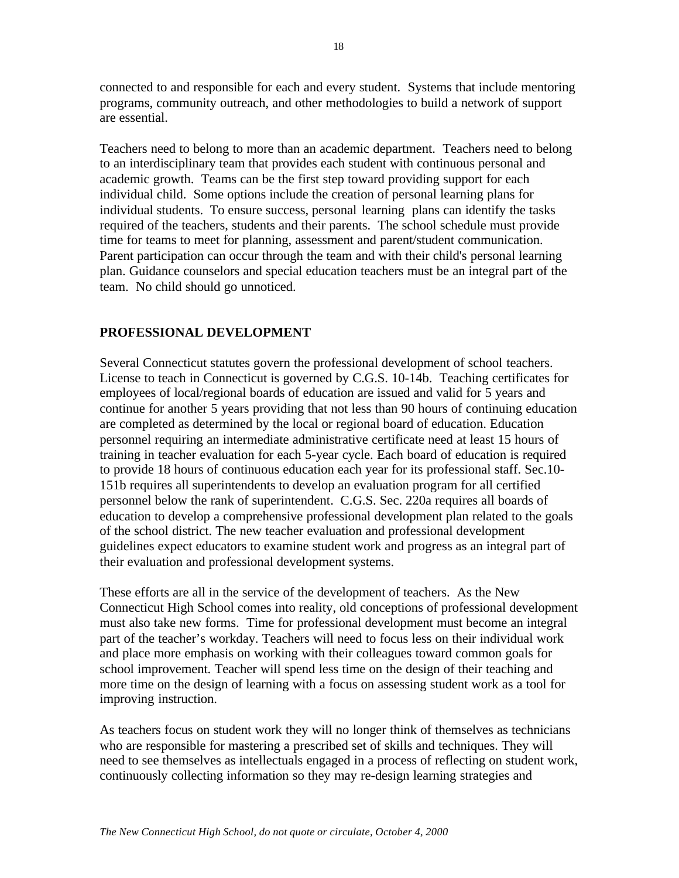connected to and responsible for each and every student. Systems that include mentoring programs, community outreach, and other methodologies to build a network of support are essential.

Teachers need to belong to more than an academic department. Teachers need to belong to an interdisciplinary team that provides each student with continuous personal and academic growth. Teams can be the first step toward providing support for each individual child. Some options include the creation of personal learning plans for individual students. To ensure success, personal learning plans can identify the tasks required of the teachers, students and their parents. The school schedule must provide time for teams to meet for planning, assessment and parent/student communication. Parent participation can occur through the team and with their child's personal learning plan. Guidance counselors and special education teachers must be an integral part of the team. No child should go unnoticed.

## PROFESSIONAL DEVELOPMENT

Several Connecticut statutes govern the professional development of school teachers. License to teach in Connecticut is governed by C.G.S. 10-14b. Teaching certificates for employees of local/regional boards of education are issued and valid for 5 years and continue for another 5 years providing that not less than 90 hours of continuing education are completed as determined by the local or regional board of education. Education personnel requiring an intermediate administrative certificate need at least 15 hours of training in teacher evaluation for each 5-year cycle. Each board of education is required to provide 18 hours of continuous education each year for its professional staff. Sec.10-151b requires all superintendents to develop an evaluation program for all certified personnel below the rank of superintendent. C.G.S. Sec. 220a requires all boards of education to develop a comprehensive professional development plan related to the goals of the school district. The new teacher evaluation and professional development guidelines expect educators to examine student work and progress as an integral part of their evaluation and professional development systems.

These efforts are all in the service of the development of teachers. As the New Connecticut High School comes into reality, old conceptions of professional development must also take new forms. Time for professional development must become an integral part of the teacher's workday. Teachers will need to focus less on their individual work and place more emphasis on working with their colleagues toward common goals for school improvement. Teacher will spend less time on the design of their teaching and more time on the design of learning with a focus on assessing student work as a tool for improving instruction.

As teachers focus on student work they will no longer think of themselves as technicians who are responsible for mastering a prescribed set of skills and techniques. They will need to see themselves as intellectuals engaged in a process of reflecting on student work, continuously collecting information so they may re-design learning strategies and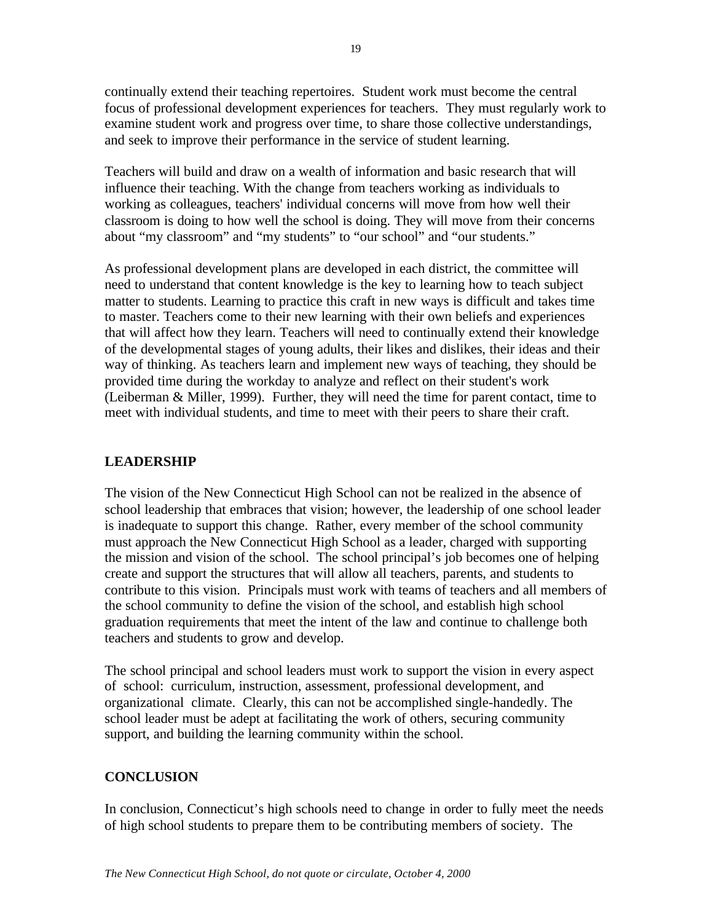continually extend their teaching repertoires. Student work must become the central focus of professional development experiences for teachers. They must regularly work to examine student work and progress over time, to share those collective understandings, and seek to improve their performance in the service of student learning.

Teachers will build and draw on a wealth of information and basic research that will influence their teaching. With the change from teachers working as individuals to working as colleagues, teachers' individual concerns will move from how well their classroom is doing to how well the school is doing. They will move from their concerns about "my classroom" and "my students" to "our school" and "our students."

As professional development plans are developed in each district, the committee will need to understand that content knowledge is the key to learning how to teach subject matter to students. Learning to practice this craft in new ways is difficult and takes time to master. Teachers come to their new learning with their own beliefs and experiences that will affect how they learn. Teachers will need to continually extend their knowledge of the developmental stages of young adults, their likes and dislikes, their ideas and their way of thinking. As teachers learn and implement new ways of teaching, they should be provided time during the workday to analyze and reflect on their student's work (Leiberman & Miller, 1999). Further, they will need the time for parent contact, time to meet with individual students, and time to meet with their peers to share their craft.

## LEADERSHIP

The vision of the New Connecticut High School can not be realized in the absence of school leadership that embraces that vision; however, the leadership of one school leader is inadequate to support this change. Rather, every member of the school community must approach the New Connecticut High School as a leader, charged with supporting the mission and vision of the school. The school principal's job becomes one of helping create and support the structures that will allow all teachers, parents, and students to contribute to this vision. Principals must work with teams of teachers and all members of the school community to define the vision of the school, and establish high school graduation requirements that meet the intent of the law and continue to challenge both teachers and students to grow and develop.

The school principal and school leaders must work to support the vision in every aspect of school: curriculum, instruction, assessment, professional development, and organizational climate. Clearly, this can not be accomplished single-handedly. The school leader must be adept at facilitating the work of others, securing community support, and building the learning community within the school.

## CONCLUSION

In conclusion, Connecticut's high schools need to change in order to fully meet the needs of high school students to prepare them to be contributing members of society. The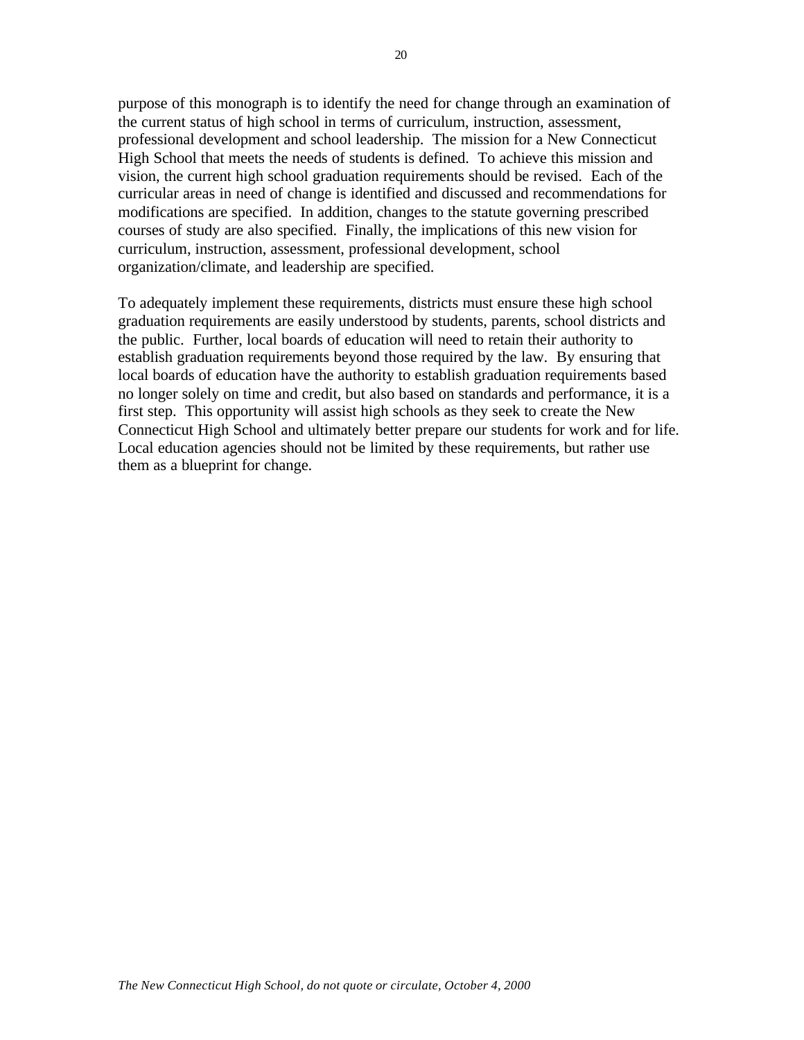purpose of this monograph is to identify the need for change through an examination of the current status of high school in terms of curriculum, instruction, assessment, professional development and school leadership. The mission for a New Connecticut High School that meets the needs of students is defined. To achieve this mission and vision, the current high school graduation requirements should be revised. Each of the curricular areas in need of change is identified and discussed and recommendations for modifications are specified. In addition, changes to the statute governing prescribed courses of study are also specified. Finally, the implications of this new vision for curriculum, instruction, assessment, professional development, school organization/climate, and leadership are specified.

To adequately implement these requirements, districts must ensure these high school graduation requirements are easily understood by students, parents, school districts and the public. Further, local boards of education will need to retain their authority to establish graduation requirements beyond those required by the law. By ensuring that local boards of education have the authority to establish graduation requirements based no longer solely on time and credit, but also based on standards and performance, it is a first step. This opportunity will assist high schools as they seek to create the New Connecticut High School and ultimately better prepare our students for work and for life. Local education agencies should not be limited by these requirements, but rather use them as a blueprint for change.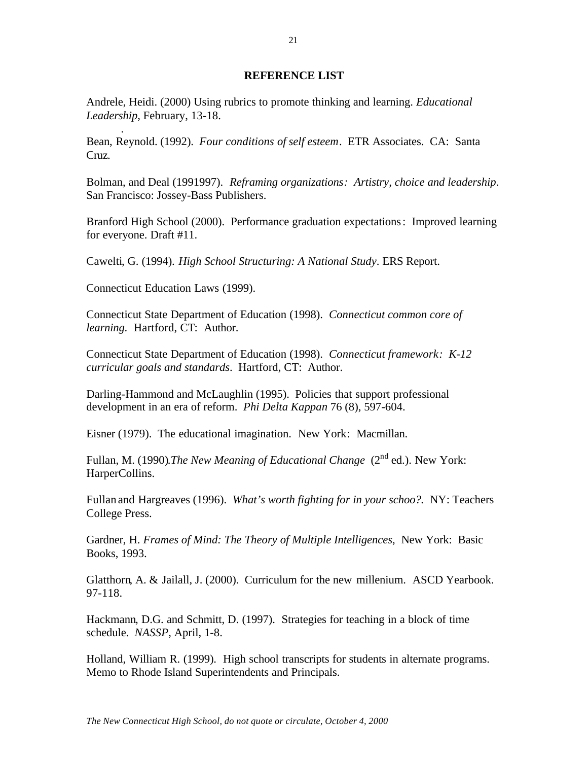## REFERENCE LIST

Andrele, Heidi. (2000) Using rubrics to promote thinking and learning. *Educational Leadership*, February, 13-18.

Bean, Reynold. (1992). *Four conditions of self esteem*. ETR Associates. CA: Santa Cruz.

Bolman, and Deal (1991997). *Reframing organizations: Artistry, choice and leadership*. San Francisco: Jossey-Bass Publishers.

Branford High School (2000). Performance graduation expectations: Improved learning for everyone. Draft #11.

Cawelti, G. (1994). *High School Structuring: A National Study*. ERS Report.

Connecticut Education Laws (1999).

Connecticut State Department of Education (1998). *Connecticut common core of learning.* Hartford, CT: Author.

Connecticut State Department of Education (1998). *Connecticut framework: K-12 curricular goals and standards*. Hartford, CT: Author.

Darling-Hammond and McLaughlin (1995). Policies that support professional development in an era of reform. *Phi Delta Kappan* 76 (8), 597-604.

Eisner (1979). The educational imagination. New York: Macmillan.

Fullan, M. (1990).*The New Meaning of Educational Change* (2nd ed.). New York: HarperCollins.

Fullan and Hargreaves (1996). *What's worth fighting for in your schoo?.* NY: Teachers College Press.

Gardner, H. *Frames of Mind: The Theory of Multiple Intelligences*, New York: Basic Books, 1993.

Glatthorn, A. & Jailall, J. (2000). Curriculum for the new millenium. ASCD Yearbook. 97-118.

Hackmann, D.G. and Schmitt, D. (1997). Strategies for teaching in a block of time schedule. *NASSP*, April, 1-8.

Holland, William R. (1999). High school transcripts for students in alternate programs. Memo to Rhode Island Superintendents and Principals.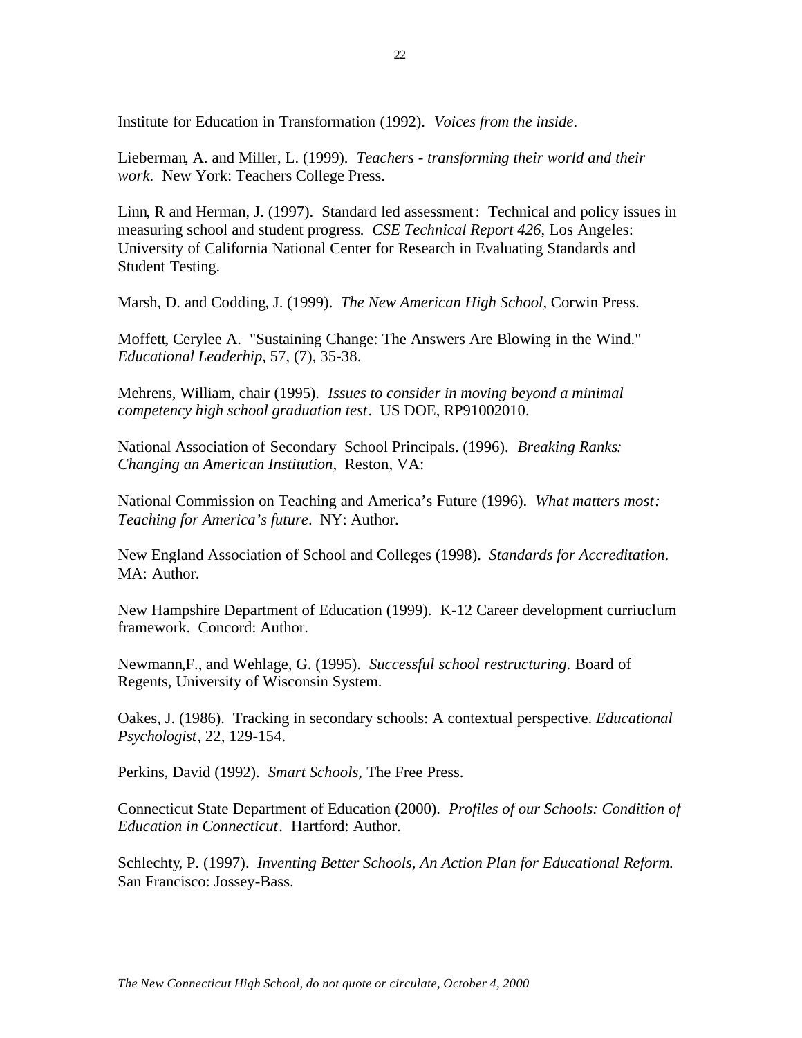Institute for Education in Transformation (1992). *Voices from the inside*.

Lieberman, A. and Miller, L. (1999). *Teachers - transforming their world and their work*. New York: Teachers College Press.

Linn, R and Herman, J. (1997). Standard led assessment: Technical and policy issues in measuring school and student progress. *CSE Technical Report 426*, Los Angeles: University of California National Center for Research in Evaluating Standards and Student Testing.

Marsh, D. and Codding, J. (1999). *The New American High School*, Corwin Press.

Moffett, Cerylee A. "Sustaining Change: The Answers Are Blowing in the Wind." *Educational Leaderhip*, 57, (7), 35-38.

Mehrens, William, chair (1995). *Issues to consider in moving beyond a minimal competency high school graduation test*. US DOE, RP91002010.

National Association of Secondary School Principals. (1996). *Breaking Ranks: Changing an American Institution*, Reston, VA:

National Commission on Teaching and America's Future (1996). *What matters most: Teaching for America's future*. NY: Author.

New England Association of School and Colleges (1998). *Standards for Accreditation*. MA: Author.

New Hampshire Department of Education (1999). K-12 Career development curriuclum framework. Concord: Author.

Newmann,F., and Wehlage, G. (1995). *Successful school restructuring*. Board of Regents, University of Wisconsin System.

Oakes, J. (1986). Tracking in secondary schools: A contextual perspective. *Educational Psychologist*, 22, 129-154.

Perkins, David (1992). *Smart Schools,* The Free Press.

Connecticut State Department of Education (2000). *Profiles of our Schools: Condition of Education in Connecticut*. Hartford: Author.

Schlechty, P. (1997). *Inventing Better Schools, An Action Plan for Educational Reform.* San Francisco: Jossey-Bass.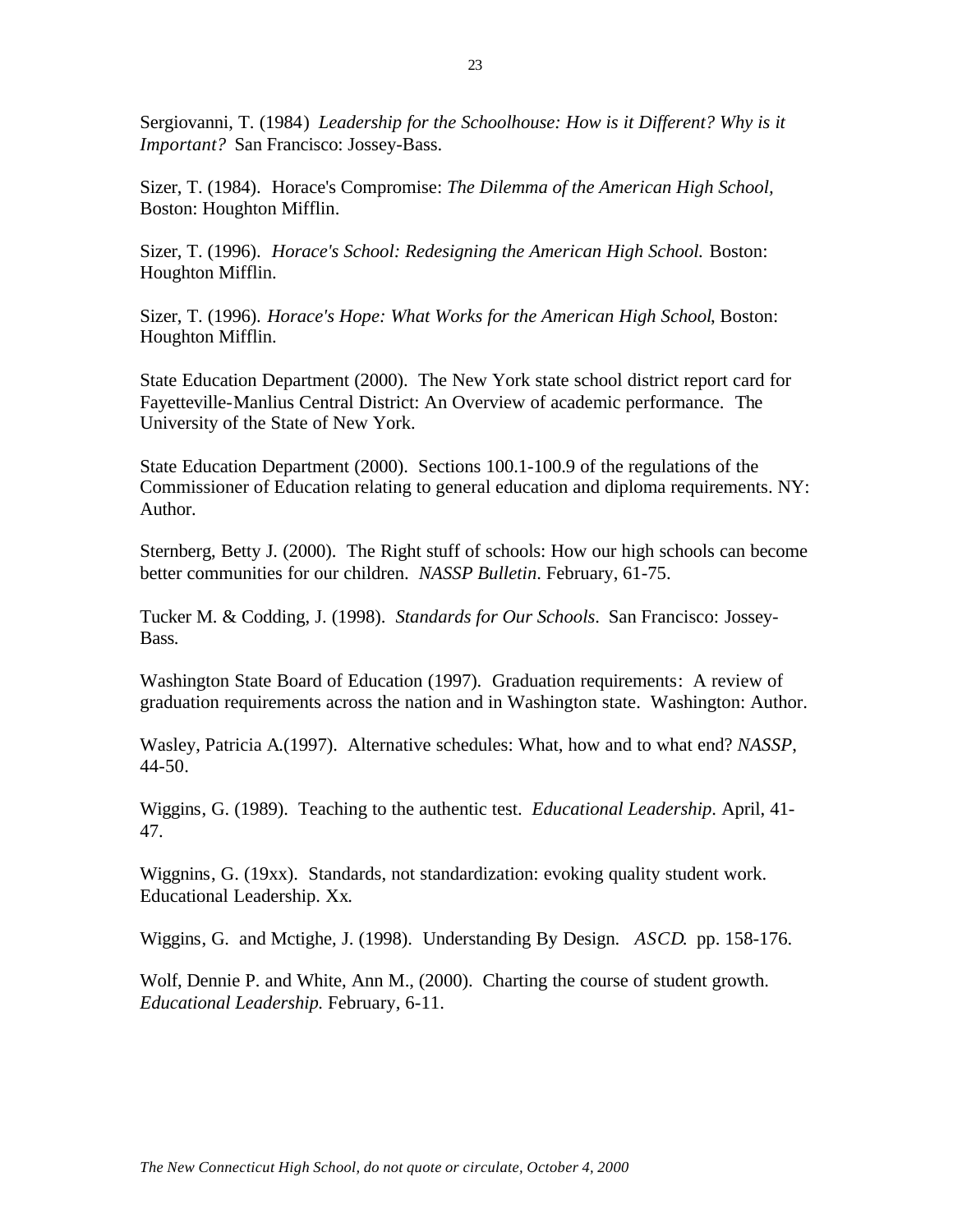Sergiovanni, T. (1984) *Leadership for the Schoolhouse: How is it Different? Why is it Important?* San Francisco: Jossey-Bass.

Sizer, T. (1984). Horace's Compromise: *The Dilemma of the American High School,* Boston: Houghton Mifflin.

Sizer, T. (1996). *Horace's School: Redesigning the American High School.* Boston: Houghton Mifflin.

Sizer, T. (1996). *Horace's Hope: What Works for the American High School*, Boston: Houghton Mifflin.

State Education Department (2000). The New York state school district report card for Fayetteville-Manlius Central District: An Overview of academic performance. The University of the State of New York.

State Education Department (2000). Sections 100.1-100.9 of the regulations of the Commissioner of Education relating to general education and diploma requirements. NY: Author.

Sternberg, Betty J. (2000). The Right stuff of schools: How our high schools can become better communities for our children. *NASSP Bulletin*. February, 61-75.

Tucker M. & Codding, J. (1998). *Standards for Our Schools*. San Francisco: Jossey-Bass.

Washington State Board of Education (1997). Graduation requirements: A review of graduation requirements across the nation and in Washington state. Washington: Author.

Wasley, Patricia A.(1997). Alternative schedules: What, how and to what end? *NASSP*, 44-50.

Wiggins, G. (1989). Teaching to the authentic test. *Educational Leadership*. April, 41-47.

Wiggnins, G. (19xx). Standards, not standardization: evoking quality student work. Educational Leadership. Xx.

Wiggins, G. and Mctighe, J. (1998). Understanding By Design. *ASCD.* pp. 158-176.

Wolf, Dennie P. and White, Ann M., (2000). Charting the course of student growth. *Educational Leadership.* February, 6-11.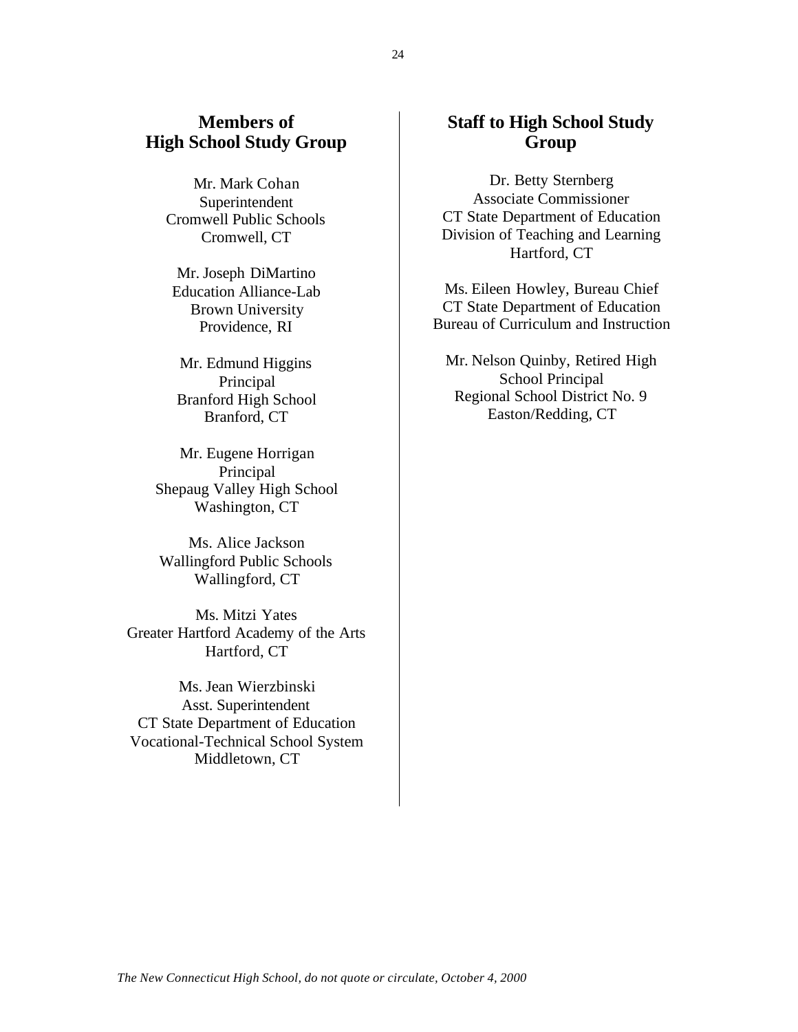## Members of High School Study Group

Mr. Mark Cohan
Superintendent
Cromwell Public Schools
Cromwell, CT

Mr. Joseph DiMartino
Education Alliance-Lab
Brown University
Providence, RI

Mr. Edmund Higgins
Principal
Branford High School
Branford, CT

Mr. Eugene Horrigan
Principal
Shepaug Valley High School
Washington, CT

Ms. Alice Jackson
Wallingford Public Schools
Wallingford, CT

Ms. Mitzi Yates
Greater Hartford Academy of the Arts
Hartford, CT

Ms. Jean Wierzbinski
Asst. Superintendent
CT State Department of Education
Vocational-Technical School System
Middletown, CT

## Staff to High School Study Group

Dr. Betty Sternberg
Associate Commissioner
CT State Department of Education
Division of Teaching and Learning
Hartford, CT

Ms. Eileen Howley, Bureau Chief
CT State Department of Education
Bureau of Curriculum and Instruction

Mr. Nelson Quinby, Retired High School Principal
Regional School District No. 9
Easton/Redding, CT